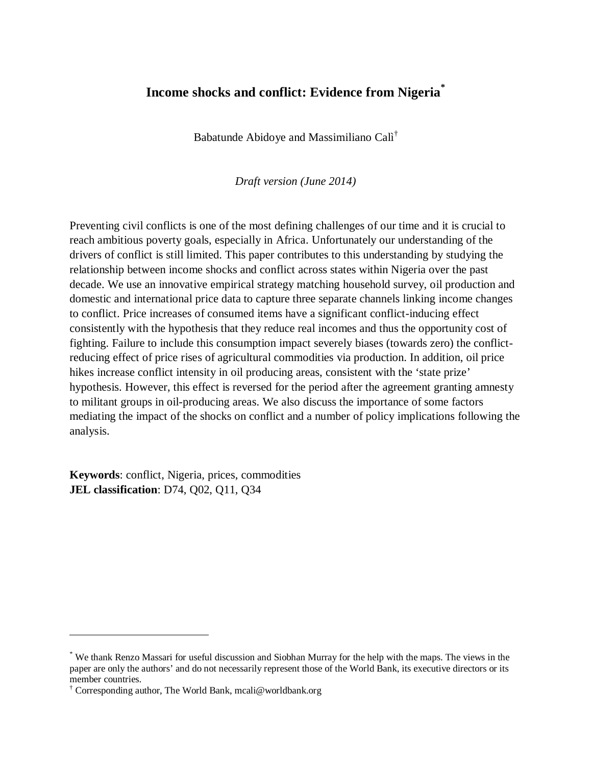# Income shocks and conflict: Evidence from Nigeria[*]

Babatunde Abidoye and Massimiliano Calì[†]

*Draft version (June 2014)*

Preventing civil conflicts is one of the most defining challenges of our time and it is crucial to reach ambitious poverty goals, especially in Africa. Unfortunately our understanding of the drivers of conflict is still limited. This paper contributes to this understanding by studying the relationship between income shocks and conflict across states within Nigeria over the past decade. We use an innovative empirical strategy matching household survey, oil production and domestic and international price data to capture three separate channels linking income changes to conflict. Price increases of consumed items have a significant conflict-inducing effect consistently with the hypothesis that they reduce real incomes and thus the opportunity cost of fighting. Failure to include this consumption impact severely biases (towards zero) the conflict-reducing effect of price rises of agricultural commodities via production. In addition, oil price hikes increase conflict intensity in oil producing areas, consistent with the 'state prize' hypothesis. However, this effect is reversed for the period after the agreement granting amnesty to militant groups in oil-producing areas. We also discuss the importance of some factors mediating the impact of the shocks on conflict and a number of policy implications following the analysis.

**Keywords**: conflict, Nigeria, prices, commodities
**JEL classification**: D74, Q02, Q11, Q34

---

[*] We thank Renzo Massari for useful discussion and Siobhan Murray for the help with the maps. The views in the paper are only the authors' and do not necessarily represent those of the World Bank, its executive directors or its member countries.

[†] Corresponding author, The World Bank, mcali@worldbank.org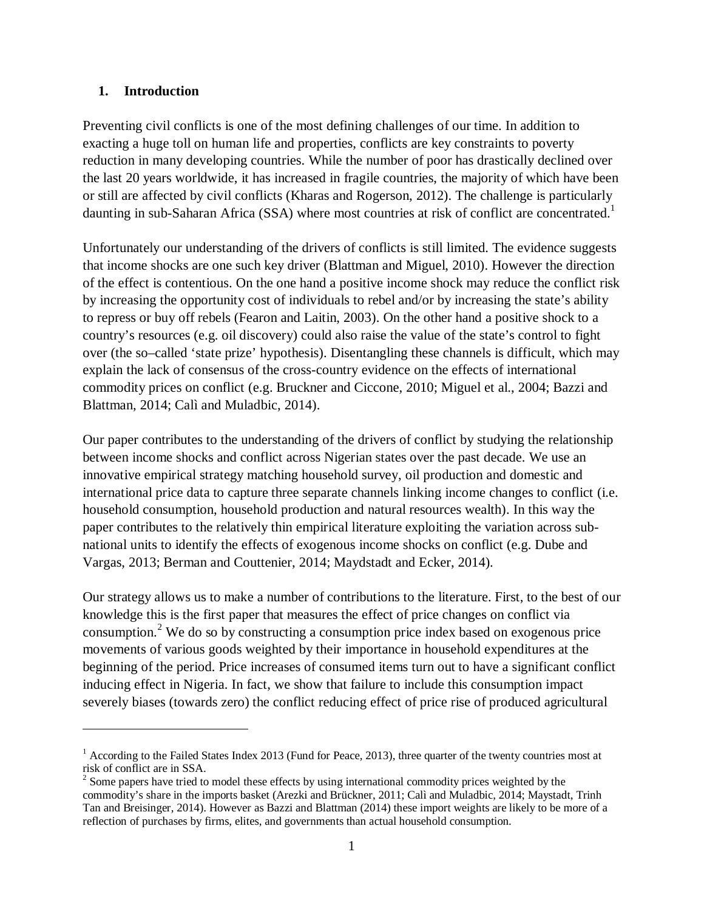## 1. Introduction

Preventing civil conflicts is one of the most defining challenges of our time. In addition to exacting a huge toll on human life and properties, conflicts are key constraints to poverty reduction in many developing countries. While the number of poor has drastically declined over the last 20 years worldwide, it has increased in fragile countries, the majority of which have been or still are affected by civil conflicts (Kharas and Rogerson, 2012). The challenge is particularly daunting in sub-Saharan Africa (SSA) where most countries at risk of conflict are concentrated.[1]

Unfortunately our understanding of the drivers of conflicts is still limited. The evidence suggests that income shocks are one such key driver (Blattman and Miguel, 2010). However the direction of the effect is contentious. On the one hand a positive income shock may reduce the conflict risk by increasing the opportunity cost of individuals to rebel and/or by increasing the state's ability to repress or buy off rebels (Fearon and Laitin, 2003). On the other hand a positive shock to a country's resources (e.g. oil discovery) could also raise the value of the state's control to fight over (the so–called 'state prize' hypothesis). Disentangling these channels is difficult, which may explain the lack of consensus of the cross-country evidence on the effects of international commodity prices on conflict (e.g. Bruckner and Ciccone, 2010; Miguel et al., 2004; Bazzi and Blattman, 2014; Calì and Muladbic, 2014).

Our paper contributes to the understanding of the drivers of conflict by studying the relationship between income shocks and conflict across Nigerian states over the past decade. We use an innovative empirical strategy matching household survey, oil production and domestic and international price data to capture three separate channels linking income changes to conflict (i.e. household consumption, household production and natural resources wealth). In this way the paper contributes to the relatively thin empirical literature exploiting the variation across sub-national units to identify the effects of exogenous income shocks on conflict (e.g. Dube and Vargas, 2013; Berman and Couttenier, 2014; Maydstadt and Ecker, 2014).

Our strategy allows us to make a number of contributions to the literature. First, to the best of our knowledge this is the first paper that measures the effect of price changes on conflict via consumption.[2] We do so by constructing a consumption price index based on exogenous price movements of various goods weighted by their importance in household expenditures at the beginning of the period. Price increases of consumed items turn out to have a significant conflict inducing effect in Nigeria. In fact, we show that failure to include this consumption impact severely biases (towards zero) the conflict reducing effect of price rise of produced agricultural

---

[1] According to the Failed States Index 2013 (Fund for Peace, 2013), three quarter of the twenty countries most at risk of conflict are in SSA.

[2] Some papers have tried to model these effects by using international commodity prices weighted by the commodity's share in the imports basket (Arezki and Brückner, 2011; Calì and Muladbic, 2014; Maystadt, Trinh Tan and Breisinger, 2014). However as Bazzi and Blattman (2014) these import weights are likely to be more of a reflection of purchases by firms, elites, and governments than actual household consumption.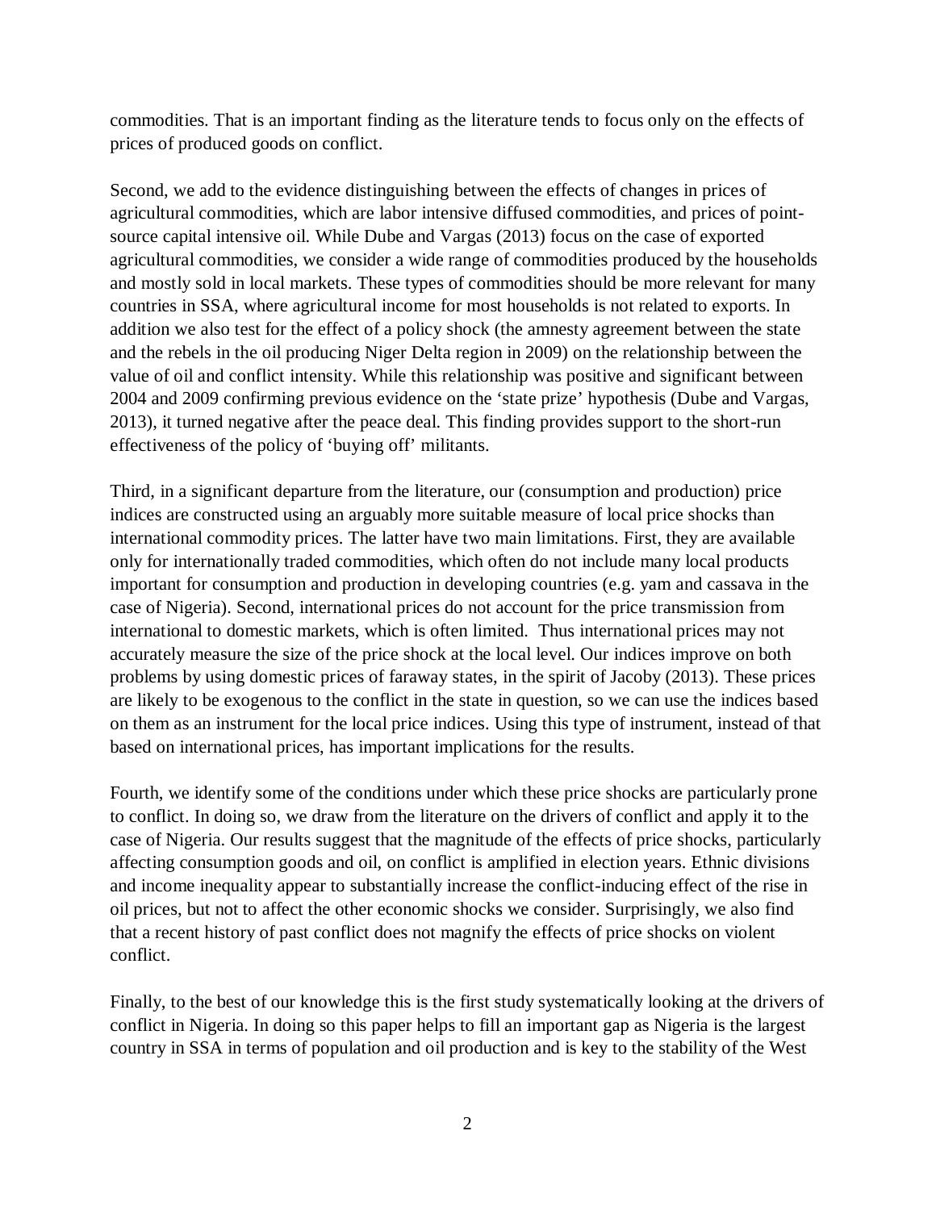commodities. That is an important finding as the literature tends to focus only on the effects of prices of produced goods on conflict.

Second, we add to the evidence distinguishing between the effects of changes in prices of agricultural commodities, which are labor intensive diffused commodities, and prices of point-source capital intensive oil. While Dube and Vargas (2013) focus on the case of exported agricultural commodities, we consider a wide range of commodities produced by the households and mostly sold in local markets. These types of commodities should be more relevant for many countries in SSA, where agricultural income for most households is not related to exports. In addition we also test for the effect of a policy shock (the amnesty agreement between the state and the rebels in the oil producing Niger Delta region in 2009) on the relationship between the value of oil and conflict intensity. While this relationship was positive and significant between 2004 and 2009 confirming previous evidence on the 'state prize' hypothesis (Dube and Vargas, 2013), it turned negative after the peace deal. This finding provides support to the short-run effectiveness of the policy of 'buying off' militants.

Third, in a significant departure from the literature, our (consumption and production) price indices are constructed using an arguably more suitable measure of local price shocks than international commodity prices. The latter have two main limitations. First, they are available only for internationally traded commodities, which often do not include many local products important for consumption and production in developing countries (e.g. yam and cassava in the case of Nigeria). Second, international prices do not account for the price transmission from international to domestic markets, which is often limited. Thus international prices may not accurately measure the size of the price shock at the local level. Our indices improve on both problems by using domestic prices of faraway states, in the spirit of Jacoby (2013). These prices are likely to be exogenous to the conflict in the state in question, so we can use the indices based on them as an instrument for the local price indices. Using this type of instrument, instead of that based on international prices, has important implications for the results.

Fourth, we identify some of the conditions under which these price shocks are particularly prone to conflict. In doing so, we draw from the literature on the drivers of conflict and apply it to the case of Nigeria. Our results suggest that the magnitude of the effects of price shocks, particularly affecting consumption goods and oil, on conflict is amplified in election years. Ethnic divisions and income inequality appear to substantially increase the conflict-inducing effect of the rise in oil prices, but not to affect the other economic shocks we consider. Surprisingly, we also find that a recent history of past conflict does not magnify the effects of price shocks on violent conflict.

Finally, to the best of our knowledge this is the first study systematically looking at the drivers of conflict in Nigeria. In doing so this paper helps to fill an important gap as Nigeria is the largest country in SSA in terms of population and oil production and is key to the stability of the West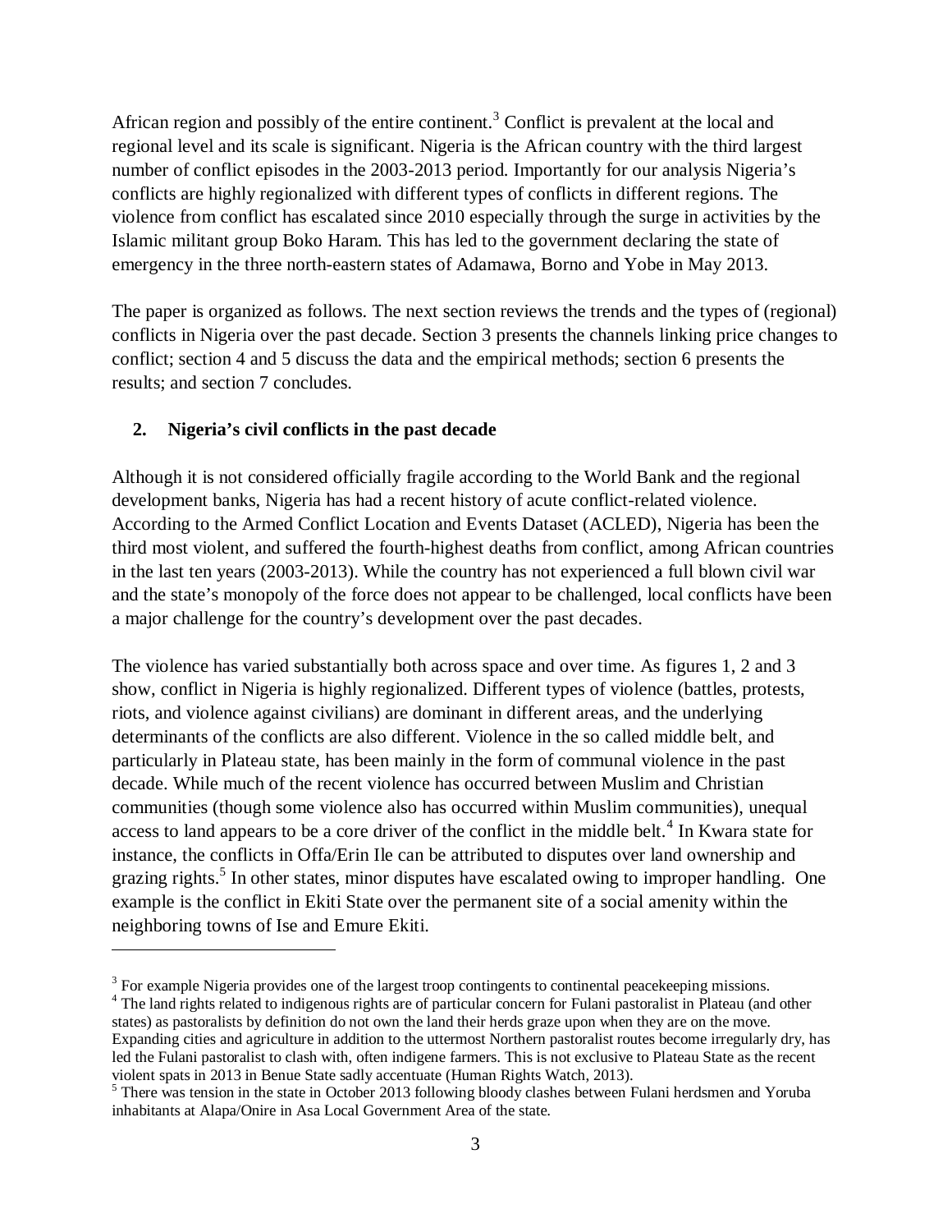African region and possibly of the entire continent.[3] Conflict is prevalent at the local and regional level and its scale is significant. Nigeria is the African country with the third largest number of conflict episodes in the 2003-2013 period. Importantly for our analysis Nigeria's conflicts are highly regionalized with different types of conflicts in different regions. The violence from conflict has escalated since 2010 especially through the surge in activities by the Islamic militant group Boko Haram. This has led to the government declaring the state of emergency in the three north-eastern states of Adamawa, Borno and Yobe in May 2013.

The paper is organized as follows. The next section reviews the trends and the types of (regional) conflicts in Nigeria over the past decade. Section 3 presents the channels linking price changes to conflict; section 4 and 5 discuss the data and the empirical methods; section 6 presents the results; and section 7 concludes.

## 2. Nigeria's civil conflicts in the past decade

Although it is not considered officially fragile according to the World Bank and the regional development banks, Nigeria has had a recent history of acute conflict-related violence. According to the Armed Conflict Location and Events Dataset (ACLED), Nigeria has been the third most violent, and suffered the fourth-highest deaths from conflict, among African countries in the last ten years (2003-2013). While the country has not experienced a full blown civil war and the state's monopoly of the force does not appear to be challenged, local conflicts have been a major challenge for the country's development over the past decades.

The violence has varied substantially both across space and over time. As figures 1, 2 and 3 show, conflict in Nigeria is highly regionalized. Different types of violence (battles, protests, riots, and violence against civilians) are dominant in different areas, and the underlying determinants of the conflicts are also different. Violence in the so called middle belt, and particularly in Plateau state, has been mainly in the form of communal violence in the past decade. While much of the recent violence has occurred between Muslim and Christian communities (though some violence also has occurred within Muslim communities), unequal access to land appears to be a core driver of the conflict in the middle belt.[4] In Kwara state for instance, the conflicts in Offa/Erin Ile can be attributed to disputes over land ownership and grazing rights.[5] In other states, minor disputes have escalated owing to improper handling. One example is the conflict in Ekiti State over the permanent site of a social amenity within the neighboring towns of Ise and Emure Ekiti.

---

[3] For example Nigeria provides one of the largest troop contingents to continental peacekeeping missions.

[4] The land rights related to indigenous rights are of particular concern for Fulani pastoralist in Plateau (and other states) as pastoralists by definition do not own the land their herds graze upon when they are on the move. Expanding cities and agriculture in addition to the uttermost Northern pastoralist routes become irregularly dry, has led the Fulani pastoralist to clash with, often indigene farmers. This is not exclusive to Plateau State as the recent violent spats in 2013 in Benue State sadly accentuate (Human Rights Watch, 2013).

[5] There was tension in the state in October 2013 following bloody clashes between Fulani herdsmen and Yoruba inhabitants at Alapa/Onire in Asa Local Government Area of the state.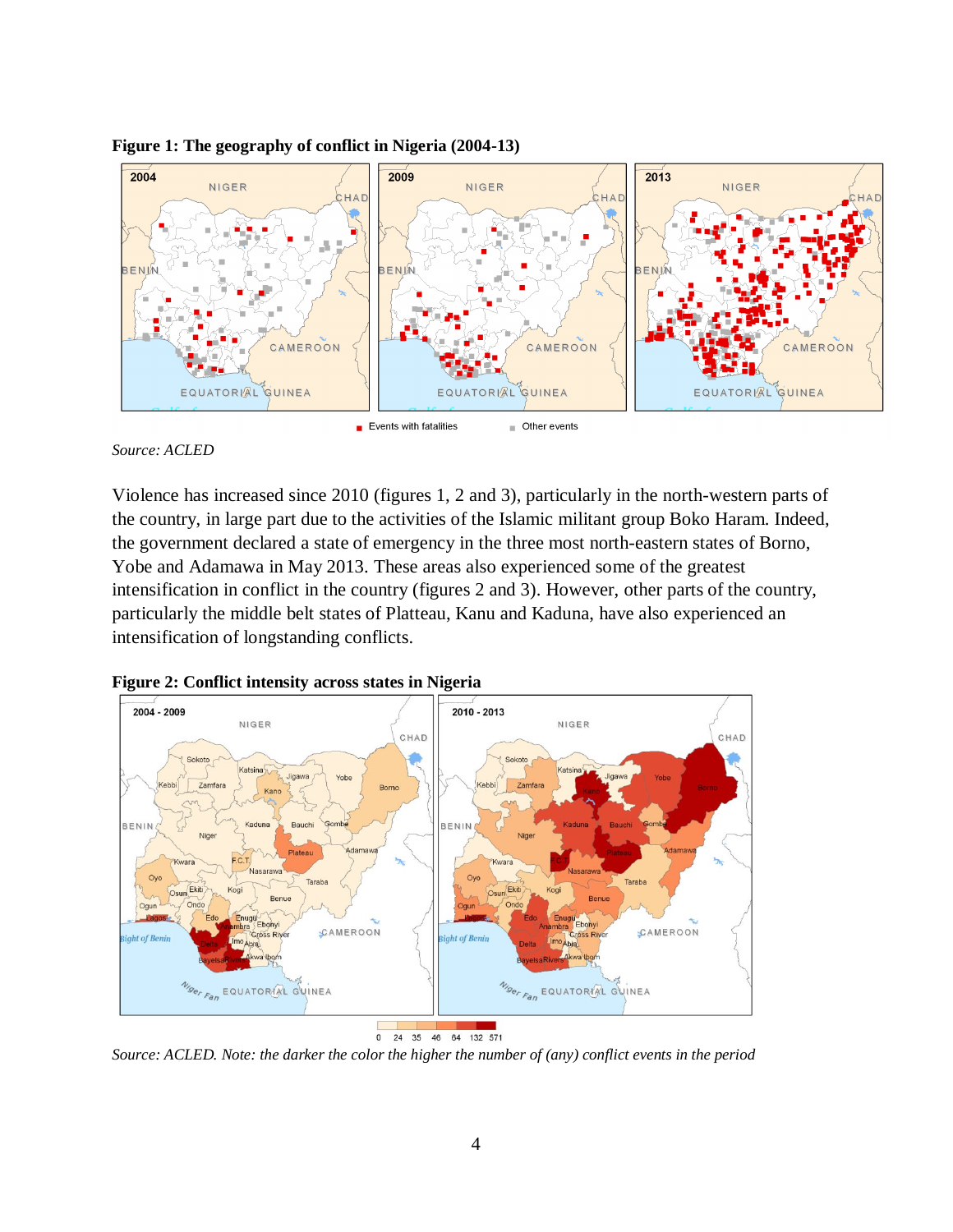**Figure 1: The geography of conflict in Nigeria (2004-13)**

*Source: ACLED*

Violence has increased since 2010 (figures 1, 2 and 3), particularly in the north-western parts of the country, in large part due to the activities of the Islamic militant group Boko Haram. Indeed, the government declared a state of emergency in the three most north-eastern states of Borno, Yobe and Adamawa in May 2013. These areas also experienced some of the greatest intensification in conflict in the country (figures 2 and 3). However, other parts of the country, particularly the middle belt states of Platteau, Kanu and Kaduna, have also experienced an intensification of longstanding conflicts.

**Figure 2: Conflict intensity across states in Nigeria**

*Source: ACLED. Note: the darker the color the higher the number of (any) conflict events in the period*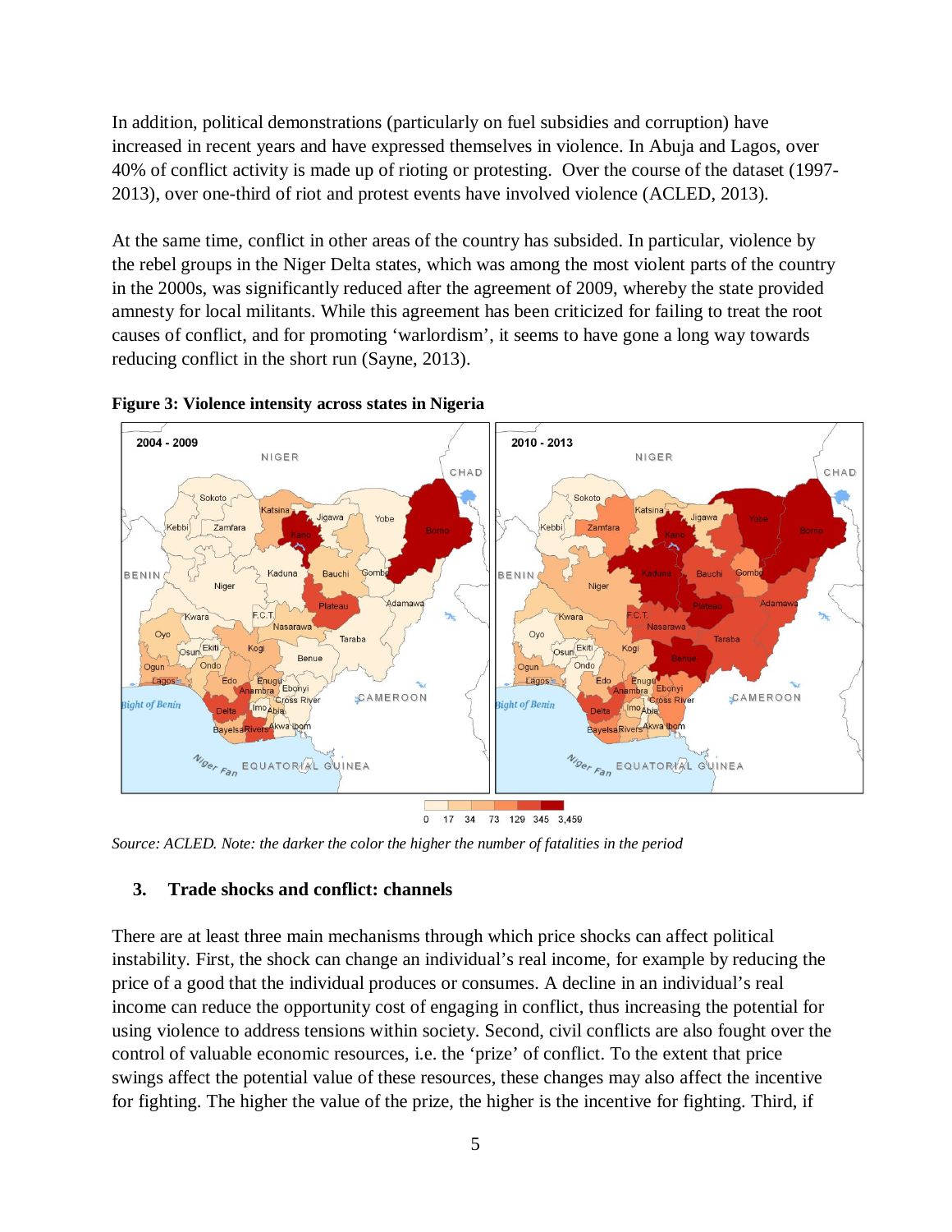In addition, political demonstrations (particularly on fuel subsidies and corruption) have increased in recent years and have expressed themselves in violence. In Abuja and Lagos, over 40% of conflict activity is made up of rioting or protesting. Over the course of the dataset (1997-2013), over one-third of riot and protest events have involved violence (ACLED, 2013).

At the same time, conflict in other areas of the country has subsided. In particular, violence by the rebel groups in the Niger Delta states, which was among the most violent parts of the country in the 2000s, was significantly reduced after the agreement of 2009, whereby the state provided amnesty for local militants. While this agreement has been criticized for failing to treat the root causes of conflict, and for promoting 'warlordism', it seems to have gone a long way towards reducing conflict in the short run (Sayne, 2013).

**Figure 3: Violence intensity across states in Nigeria**

*Source: ACLED. Note: the darker the color the higher the number of fatalities in the period*

### 3. Trade shocks and conflict: channels

There are at least three main mechanisms through which price shocks can affect political instability. First, the shock can change an individual's real income, for example by reducing the price of a good that the individual produces or consumes. A decline in an individual's real income can reduce the opportunity cost of engaging in conflict, thus increasing the potential for using violence to address tensions within society. Second, civil conflicts are also fought over the control of valuable economic resources, i.e. the 'prize' of conflict. To the extent that price swings affect the potential value of these resources, these changes may also affect the incentive for fighting. The higher the value of the prize, the higher is the incentive for fighting. Third, if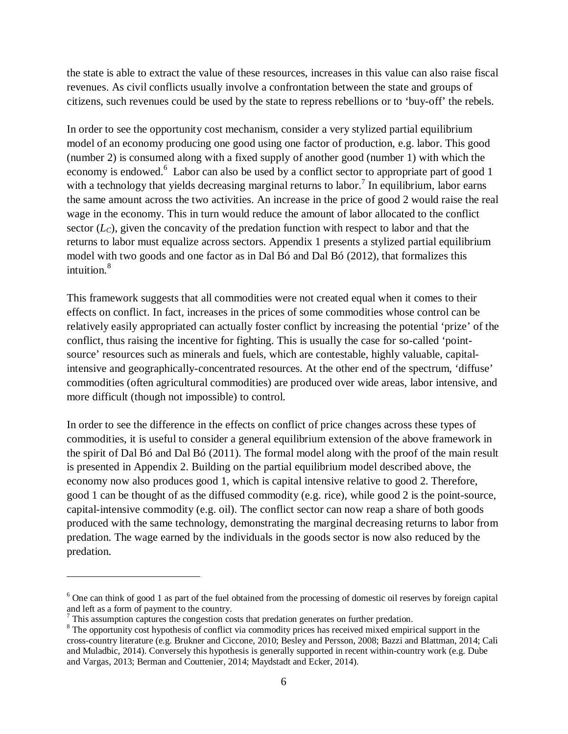the state is able to extract the value of these resources, increases in this value can also raise fiscal revenues. As civil conflicts usually involve a confrontation between the state and groups of citizens, such revenues could be used by the state to repress rebellions or to 'buy-off' the rebels.

In order to see the opportunity cost mechanism, consider a very stylized partial equilibrium model of an economy producing one good using one factor of production, e.g. labor. This good (number 2) is consumed along with a fixed supply of another good (number 1) with which the economy is endowed.[6] Labor can also be used by a conflict sector to appropriate part of good 1 with a technology that yields decreasing marginal returns to labor.[7] In equilibrium, labor earns the same amount across the two activities. An increase in the price of good 2 would raise the real wage in the economy. This in turn would reduce the amount of labor allocated to the conflict sector ($L_C$), given the concavity of the predation function with respect to labor and that the returns to labor must equalize across sectors. Appendix 1 presents a stylized partial equilibrium model with two goods and one factor as in Dal Bó and Dal Bó (2012), that formalizes this intuition.[8]

This framework suggests that all commodities were not created equal when it comes to their effects on conflict. In fact, increases in the prices of some commodities whose control can be relatively easily appropriated can actually foster conflict by increasing the potential 'prize' of the conflict, thus raising the incentive for fighting. This is usually the case for so-called 'point-source' resources such as minerals and fuels, which are contestable, highly valuable, capital-intensive and geographically-concentrated resources. At the other end of the spectrum, 'diffuse' commodities (often agricultural commodities) are produced over wide areas, labor intensive, and more difficult (though not impossible) to control.

In order to see the difference in the effects on conflict of price changes across these types of commodities, it is useful to consider a general equilibrium extension of the above framework in the spirit of Dal Bó and Dal Bó (2011). The formal model along with the proof of the main result is presented in Appendix 2. Building on the partial equilibrium model described above, the economy now also produces good 1, which is capital intensive relative to good 2. Therefore, good 1 can be thought of as the diffused commodity (e.g. rice), while good 2 is the point-source, capital-intensive commodity (e.g. oil). The conflict sector can now reap a share of both goods produced with the same technology, demonstrating the marginal decreasing returns to labor from predation. The wage earned by the individuals in the goods sector is now also reduced by the predation.

---

[6] One can think of good 1 as part of the fuel obtained from the processing of domestic oil reserves by foreign capital and left as a form of payment to the country.

[7] This assumption captures the congestion costs that predation generates on further predation.

[8] The opportunity cost hypothesis of conflict via commodity prices has received mixed empirical support in the cross-country literature (e.g. Brukner and Ciccone, 2010; Besley and Persson, 2008; Bazzi and Blattman, 2014; Calì and Muladbic, 2014). Conversely this hypothesis is generally supported in recent within-country work (e.g. Dube and Vargas, 2013; Berman and Couttenier, 2014; Maydstadt and Ecker, 2014).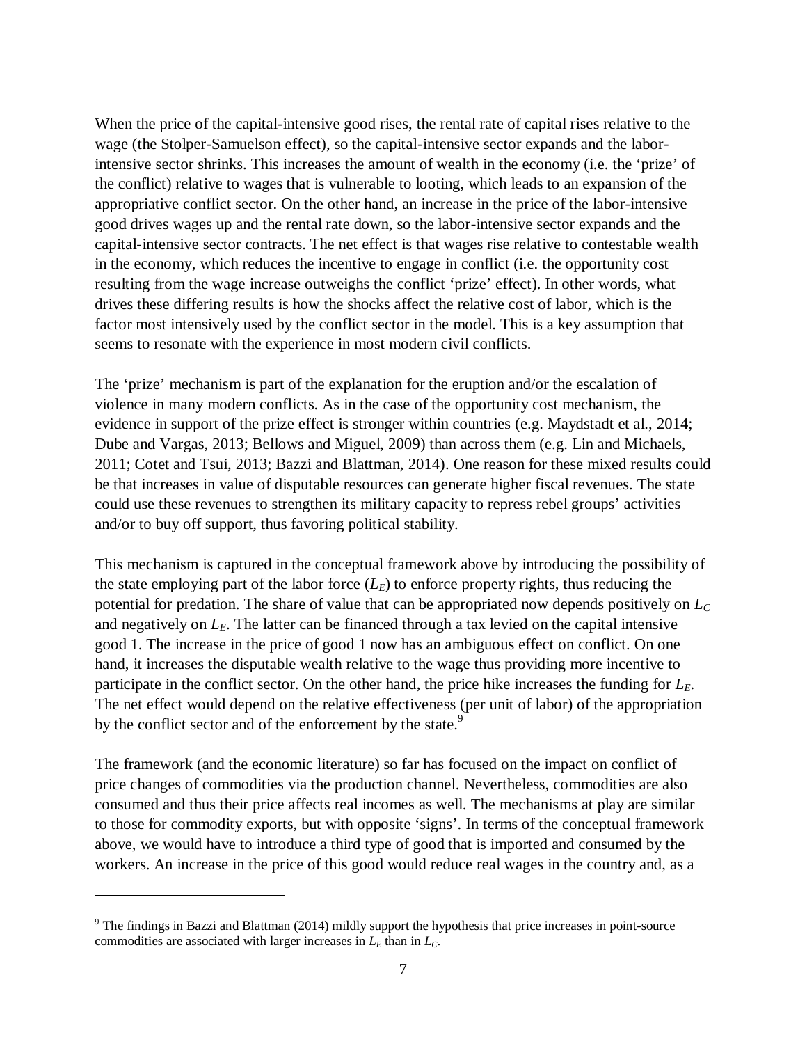When the price of the capital-intensive good rises, the rental rate of capital rises relative to the wage (the Stolper-Samuelson effect), so the capital-intensive sector expands and the labor-intensive sector shrinks. This increases the amount of wealth in the economy (i.e. the 'prize' of the conflict) relative to wages that is vulnerable to looting, which leads to an expansion of the appropriative conflict sector. On the other hand, an increase in the price of the labor-intensive good drives wages up and the rental rate down, so the labor-intensive sector expands and the capital-intensive sector contracts. The net effect is that wages rise relative to contestable wealth in the economy, which reduces the incentive to engage in conflict (i.e. the opportunity cost resulting from the wage increase outweighs the conflict 'prize' effect). In other words, what drives these differing results is how the shocks affect the relative cost of labor, which is the factor most intensively used by the conflict sector in the model. This is a key assumption that seems to resonate with the experience in most modern civil conflicts.

The 'prize' mechanism is part of the explanation for the eruption and/or the escalation of violence in many modern conflicts. As in the case of the opportunity cost mechanism, the evidence in support of the prize effect is stronger within countries (e.g. Maydstadt et al., 2014; Dube and Vargas, 2013; Bellows and Miguel, 2009) than across them (e.g. Lin and Michaels, 2011; Cotet and Tsui, 2013; Bazzi and Blattman, 2014). One reason for these mixed results could be that increases in value of disputable resources can generate higher fiscal revenues. The state could use these revenues to strengthen its military capacity to repress rebel groups' activities and/or to buy off support, thus favoring political stability.

This mechanism is captured in the conceptual framework above by introducing the possibility of the state employing part of the labor force ($L_E$) to enforce property rights, thus reducing the potential for predation. The share of value that can be appropriated now depends positively on $L_C$ and negatively on $L_E$. The latter can be financed through a tax levied on the capital intensive good 1. The increase in the price of good 1 now has an ambiguous effect on conflict. On one hand, it increases the disputable wealth relative to the wage thus providing more incentive to participate in the conflict sector. On the other hand, the price hike increases the funding for $L_E$. The net effect would depend on the relative effectiveness (per unit of labor) of the appropriation by the conflict sector and of the enforcement by the state.[9]

The framework (and the economic literature) so far has focused on the impact on conflict of price changes of commodities via the production channel. Nevertheless, commodities are also consumed and thus their price affects real incomes as well. The mechanisms at play are similar to those for commodity exports, but with opposite 'signs'. In terms of the conceptual framework above, we would have to introduce a third type of good that is imported and consumed by the workers. An increase in the price of this good would reduce real wages in the country and, as a

[9] The findings in Bazzi and Blattman (2014) mildly support the hypothesis that price increases in point-source commodities are associated with larger increases in $L_E$ than in $L_C$.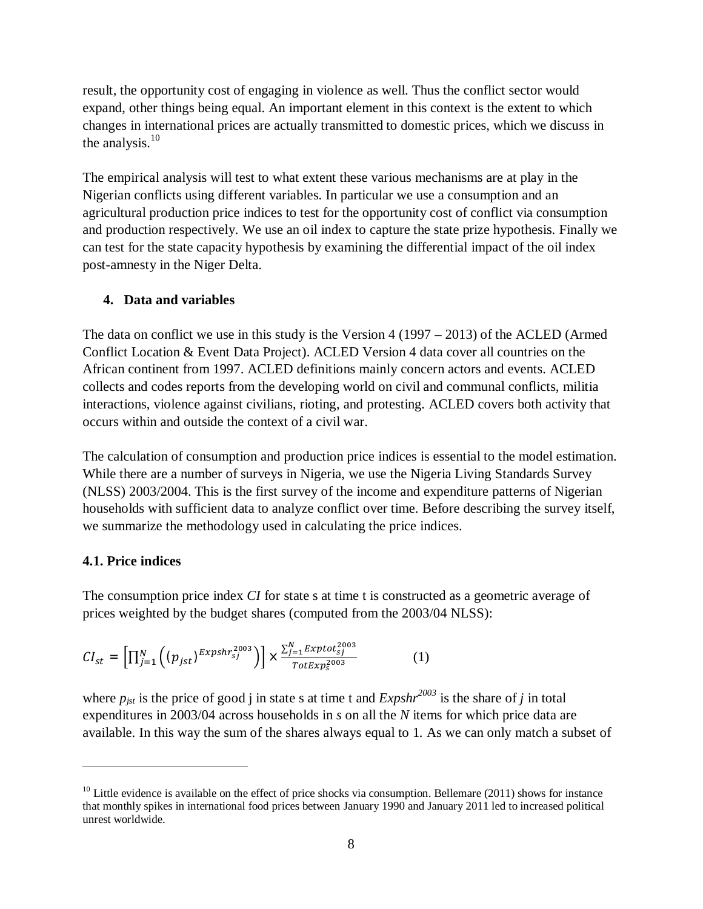result, the opportunity cost of engaging in violence as well. Thus the conflict sector would expand, other things being equal. An important element in this context is the extent to which changes in international prices are actually transmitted to domestic prices, which we discuss in the analysis.[10]

The empirical analysis will test to what extent these various mechanisms are at play in the Nigerian conflicts using different variables. In particular we use a consumption and an agricultural production price indices to test for the opportunity cost of conflict via consumption and production respectively. We use an oil index to capture the state prize hypothesis. Finally we can test for the state capacity hypothesis by examining the differential impact of the oil index post-amnesty in the Niger Delta.

## 4. Data and variables

The data on conflict we use in this study is the Version 4 (1997 – 2013) of the ACLED (Armed Conflict Location & Event Data Project). ACLED Version 4 data cover all countries on the African continent from 1997. ACLED definitions mainly concern actors and events. ACLED collects and codes reports from the developing world on civil and communal conflicts, militia interactions, violence against civilians, rioting, and protesting. ACLED covers both activity that occurs within and outside the context of a civil war.

The calculation of consumption and production price indices is essential to the model estimation. While there are a number of surveys in Nigeria, we use the Nigeria Living Standards Survey (NLSS) 2003/2004. This is the first survey of the income and expenditure patterns of Nigerian households with sufficient data to analyze conflict over time. Before describing the survey itself, we summarize the methodology used in calculating the price indices.

### 4.1. Price indices

The consumption price index *CI* for state s at time t is constructed as a geometric average of prices weighted by the budget shares (computed from the 2003/04 NLSS):

$$CI_{st} = \left[\prod_{j=1}^{N}\left((p_{jst})^{Expshr_{sj}^{2003}}\right)\right] \times \frac{\sum_{j=1}^{N} Exptot_{sj}^{2003}}{TotExp_{s}^{2003}} \qquad (1)$$

where $p_{jst}$ is the price of good j in state s at time t and $Expshr^{2003}$ is the share of *j* in total expenditures in 2003/04 across households in *s* on all the *N* items for which price data are available. In this way the sum of the shares always equal to 1. As we can only match a subset of

---

[10] Little evidence is available on the effect of price shocks via consumption. Bellemare (2011) shows for instance that monthly spikes in international food prices between January 1990 and January 2011 led to increased political unrest worldwide.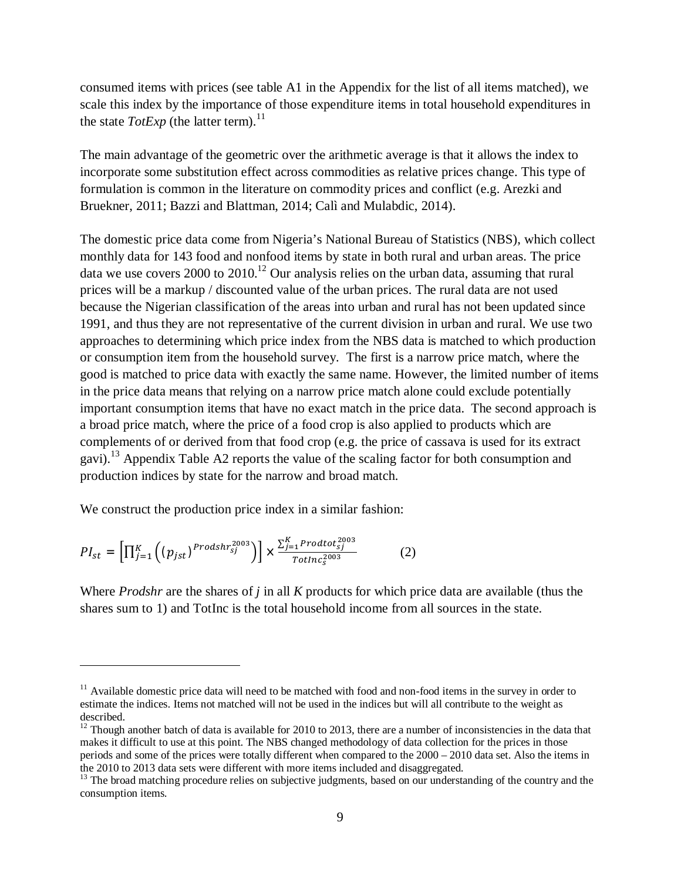consumed items with prices (see table A1 in the Appendix for the list of all items matched), we scale this index by the importance of those expenditure items in total household expenditures in the state *TotExp* (the latter term).[11]

The main advantage of the geometric over the arithmetic average is that it allows the index to incorporate some substitution effect across commodities as relative prices change. This type of formulation is common in the literature on commodity prices and conflict (e.g. Arezki and Bruekner, 2011; Bazzi and Blattman, 2014; Calì and Mulabdic, 2014).

The domestic price data come from Nigeria's National Bureau of Statistics (NBS), which collect monthly data for 143 food and nonfood items by state in both rural and urban areas. The price data we use covers 2000 to 2010.[12] Our analysis relies on the urban data, assuming that rural prices will be a markup / discounted value of the urban prices. The rural data are not used because the Nigerian classification of the areas into urban and rural has not been updated since 1991, and thus they are not representative of the current division in urban and rural. We use two approaches to determining which price index from the NBS data is matched to which production or consumption item from the household survey. The first is a narrow price match, where the good is matched to price data with exactly the same name. However, the limited number of items in the price data means that relying on a narrow price match alone could exclude potentially important consumption items that have no exact match in the price data. The second approach is a broad price match, where the price of a food crop is also applied to products which are complements of or derived from that food crop (e.g. the price of cassava is used for its extract gavi).[13] Appendix Table A2 reports the value of the scaling factor for both consumption and production indices by state for the narrow and broad match.

We construct the production price index in a similar fashion:

$$PI_{st} = \left[\prod_{j=1}^{K}\left((p_{jst})^{Prodshr_{sj}^{2003}}\right)\right] \times \frac{\sum_{j=1}^{K} Prodtot_{sj}^{2003}}{TotInc_{s}^{2003}} \qquad (2)$$

Where *Prodshr* are the shares of *j* in all *K* products for which price data are available (thus the shares sum to 1) and TotInc is the total household income from all sources in the state.

---

[11] Available domestic price data will need to be matched with food and non-food items in the survey in order to estimate the indices. Items not matched will not be used in the indices but will all contribute to the weight as described.

[12] Though another batch of data is available for 2010 to 2013, there are a number of inconsistencies in the data that makes it difficult to use at this point. The NBS changed methodology of data collection for the prices in those periods and some of the prices were totally different when compared to the 2000 – 2010 data set. Also the items in the 2010 to 2013 data sets were different with more items included and disaggregated.

[13] The broad matching procedure relies on subjective judgments, based on our understanding of the country and the consumption items.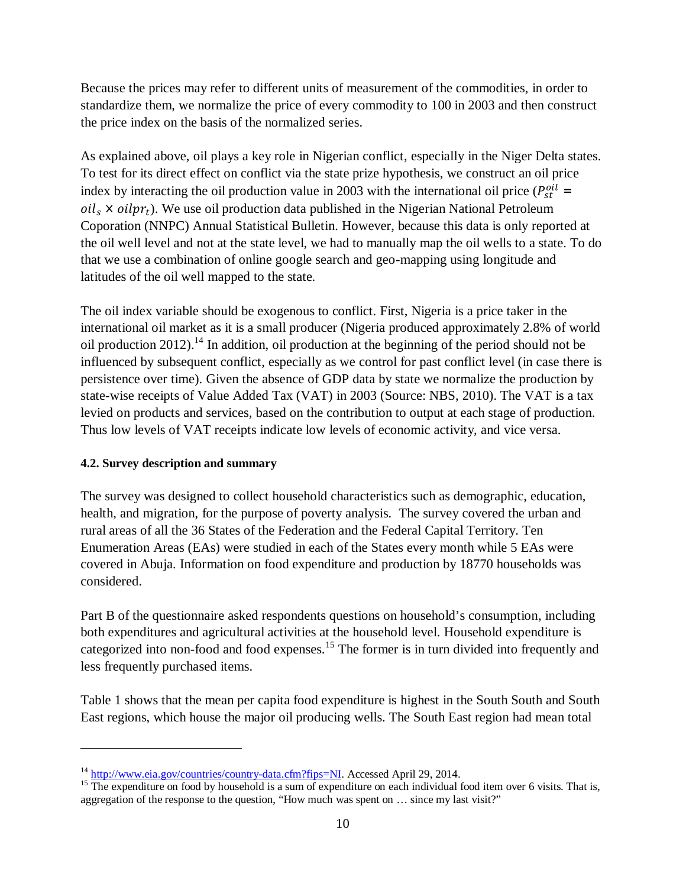Because the prices may refer to different units of measurement of the commodities, in order to standardize them, we normalize the price of every commodity to 100 in 2003 and then construct the price index on the basis of the normalized series.

As explained above, oil plays a key role in Nigerian conflict, especially in the Niger Delta states. To test for its direct effect on conflict via the state prize hypothesis, we construct an oil price index by interacting the oil production value in 2003 with the international oil price ($P_{st}^{oil} = oil_s \times oilpr_t$). We use oil production data published in the Nigerian National Petroleum Coporation (NNPC) Annual Statistical Bulletin. However, because this data is only reported at the oil well level and not at the state level, we had to manually map the oil wells to a state. To do that we use a combination of online google search and geo-mapping using longitude and latitudes of the oil well mapped to the state.

The oil index variable should be exogenous to conflict. First, Nigeria is a price taker in the international oil market as it is a small producer (Nigeria produced approximately 2.8% of world oil production 2012).[14] In addition, oil production at the beginning of the period should not be influenced by subsequent conflict, especially as we control for past conflict level (in case there is persistence over time). Given the absence of GDP data by state we normalize the production by state-wise receipts of Value Added Tax (VAT) in 2003 (Source: NBS, 2010). The VAT is a tax levied on products and services, based on the contribution to output at each stage of production. Thus low levels of VAT receipts indicate low levels of economic activity, and vice versa.

### 4.2. Survey description and summary

The survey was designed to collect household characteristics such as demographic, education, health, and migration, for the purpose of poverty analysis. The survey covered the urban and rural areas of all the 36 States of the Federation and the Federal Capital Territory. Ten Enumeration Areas (EAs) were studied in each of the States every month while 5 EAs were covered in Abuja. Information on food expenditure and production by 18770 households was considered.

Part B of the questionnaire asked respondents questions on household's consumption, including both expenditures and agricultural activities at the household level. Household expenditure is categorized into non-food and food expenses.[15] The former is in turn divided into frequently and less frequently purchased items.

Table 1 shows that the mean per capita food expenditure is highest in the South South and South East regions, which house the major oil producing wells. The South East region had mean total

---

[14] http://www.eia.gov/countries/country-data.cfm?fips=NI. Accessed April 29, 2014.

[15] The expenditure on food by household is a sum of expenditure on each individual food item over 6 visits. That is, aggregation of the response to the question, "How much was spent on … since my last visit?"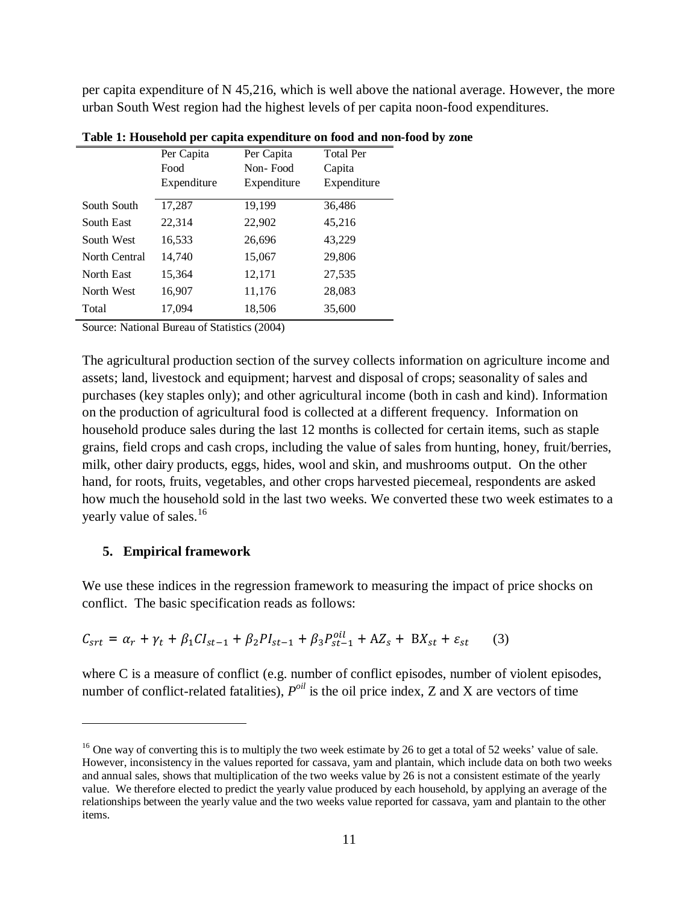per capita expenditure of N 45,216, which is well above the national average. However, the more urban South West region had the highest levels of per capita noon-food expenditures.

**Table 1: Household per capita expenditure on food and non-food by zone**

| | Per Capita Food Expenditure | Per Capita Non- Food Expenditure | Total Per Capita Expenditure |
|---|---|---|---|
| South South | 17,287 | 19,199 | 36,486 |
| South East | 22,314 | 22,902 | 45,216 |
| South West | 16,533 | 26,696 | 43,229 |
| North Central | 14,740 | 15,067 | 29,806 |
| North East | 15,364 | 12,171 | 27,535 |
| North West | 16,907 | 11,176 | 28,083 |
| Total | 17,094 | 18,506 | 35,600 |

Source: National Bureau of Statistics (2004)

The agricultural production section of the survey collects information on agriculture income and assets; land, livestock and equipment; harvest and disposal of crops; seasonality of sales and purchases (key staples only); and other agricultural income (both in cash and kind). Information on the production of agricultural food is collected at a different frequency. Information on household produce sales during the last 12 months is collected for certain items, such as staple grains, field crops and cash crops, including the value of sales from hunting, honey, fruit/berries, milk, other dairy products, eggs, hides, wool and skin, and mushrooms output. On the other hand, for roots, fruits, vegetables, and other crops harvested piecemeal, respondents are asked how much the household sold in the last two weeks. We converted these two week estimates to a yearly value of sales.[16]

## 5. Empirical framework

We use these indices in the regression framework to measuring the impact of price shocks on conflict. The basic specification reads as follows:

$$C_{srt} = \alpha_r + \gamma_t + \beta_1 CI_{st-1} + \beta_2 PI_{st-1} + \beta_3 P^{oil}_{st-1} + \mathrm{A}Z_s + \mathrm{B}X_{st} + \varepsilon_{st} \qquad (3)$$

where C is a measure of conflict (e.g. number of conflict episodes, number of violent episodes, number of conflict-related fatalities), $P^{oil}$ is the oil price index, Z and X are vectors of time

[16] One way of converting this is to multiply the two week estimate by 26 to get a total of 52 weeks' value of sale. However, inconsistency in the values reported for cassava, yam and plantain, which include data on both two weeks and annual sales, shows that multiplication of the two weeks value by 26 is not a consistent estimate of the yearly value. We therefore elected to predict the yearly value produced by each household, by applying an average of the relationships between the yearly value and the two weeks value reported for cassava, yam and plantain to the other items.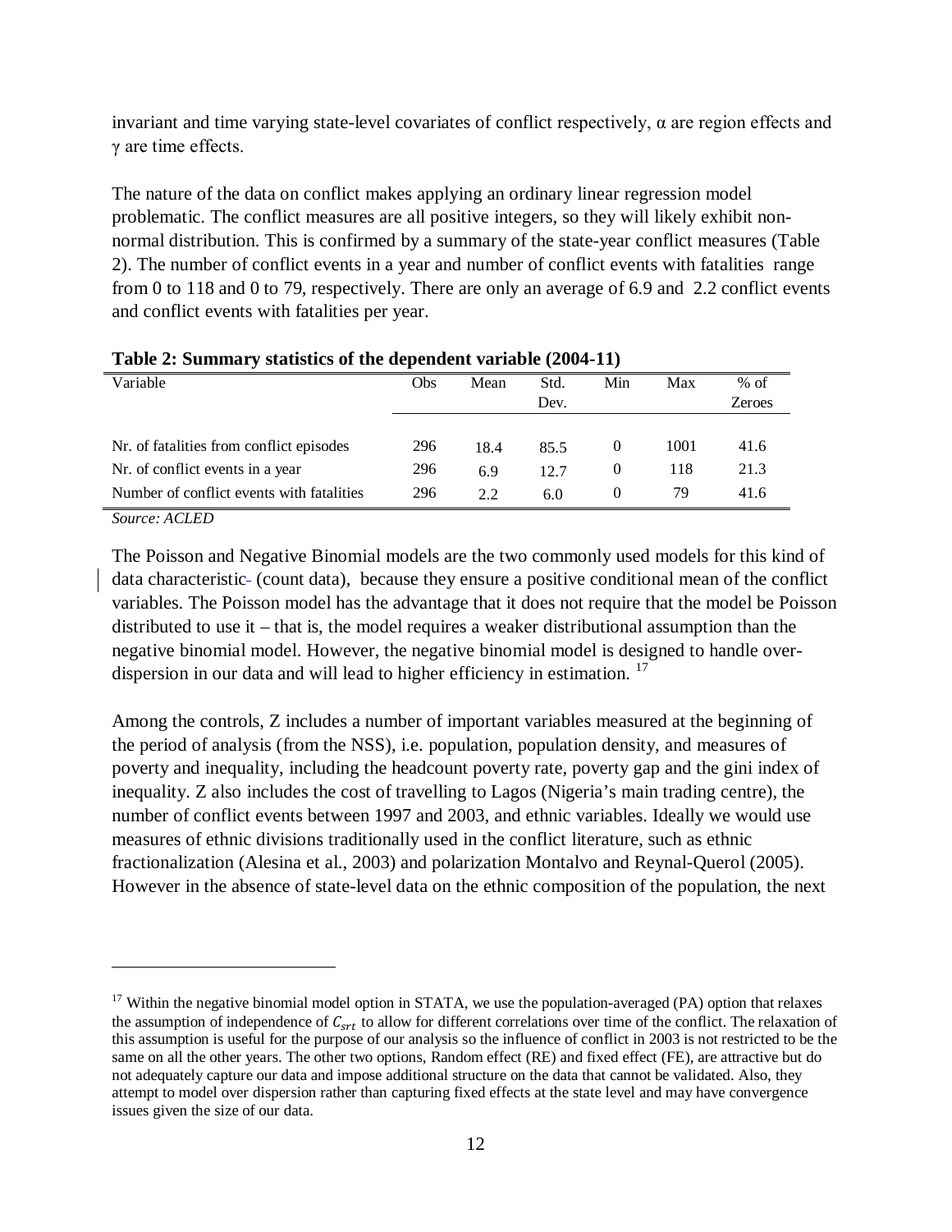invariant and time varying state-level covariates of conflict respectively, α are region effects and γ are time effects.

The nature of the data on conflict makes applying an ordinary linear regression model problematic. The conflict measures are all positive integers, so they will likely exhibit non-normal distribution. This is confirmed by a summary of the state-year conflict measures (Table 2). The number of conflict events in a year and number of conflict events with fatalities range from 0 to 118 and 0 to 79, respectively. There are only an average of 6.9 and 2.2 conflict events and conflict events with fatalities per year.

**Table 2: Summary statistics of the dependent variable (2004-11)**

| Variable | Obs | Mean | Std. Dev. | Min | Max | % of Zeroes |
|---|---|---|---|---|---|---|
| Nr. of fatalities from conflict episodes | 296 | 18.4 | 85.5 | 0 | 1001 | 41.6 |
| Nr. of conflict events in a year | 296 | 6.9 | 12.7 | 0 | 118 | 21.3 |
| Number of conflict events with fatalities | 296 | 2.2 | 6.0 | 0 | 79 | 41.6 |

*Source: ACLED*

The Poisson and Negative Binomial models are the two commonly used models for this kind of data characteristic (count data), because they ensure a positive conditional mean of the conflict variables. The Poisson model has the advantage that it does not require that the model be Poisson distributed to use it – that is, the model requires a weaker distributional assumption than the negative binomial model. However, the negative binomial model is designed to handle over-dispersion in our data and will lead to higher efficiency in estimation. [17]

Among the controls, Z includes a number of important variables measured at the beginning of the period of analysis (from the NSS), i.e. population, population density, and measures of poverty and inequality, including the headcount poverty rate, poverty gap and the gini index of inequality. Z also includes the cost of travelling to Lagos (Nigeria's main trading centre), the number of conflict events between 1997 and 2003, and ethnic variables. Ideally we would use measures of ethnic divisions traditionally used in the conflict literature, such as ethnic fractionalization (Alesina et al., 2003) and polarization Montalvo and Reynal-Querol (2005). However in the absence of state-level data on the ethnic composition of the population, the next

---

[17] Within the negative binomial model option in STATA, we use the population-averaged (PA) option that relaxes the assumption of independence of $C_{srt}$ to allow for different correlations over time of the conflict. The relaxation of this assumption is useful for the purpose of our analysis so the influence of conflict in 2003 is not restricted to be the same on all the other years. The other two options, Random effect (RE) and fixed effect (FE), are attractive but do not adequately capture our data and impose additional structure on the data that cannot be validated. Also, they attempt to model over dispersion rather than capturing fixed effects at the state level and may have convergence issues given the size of our data.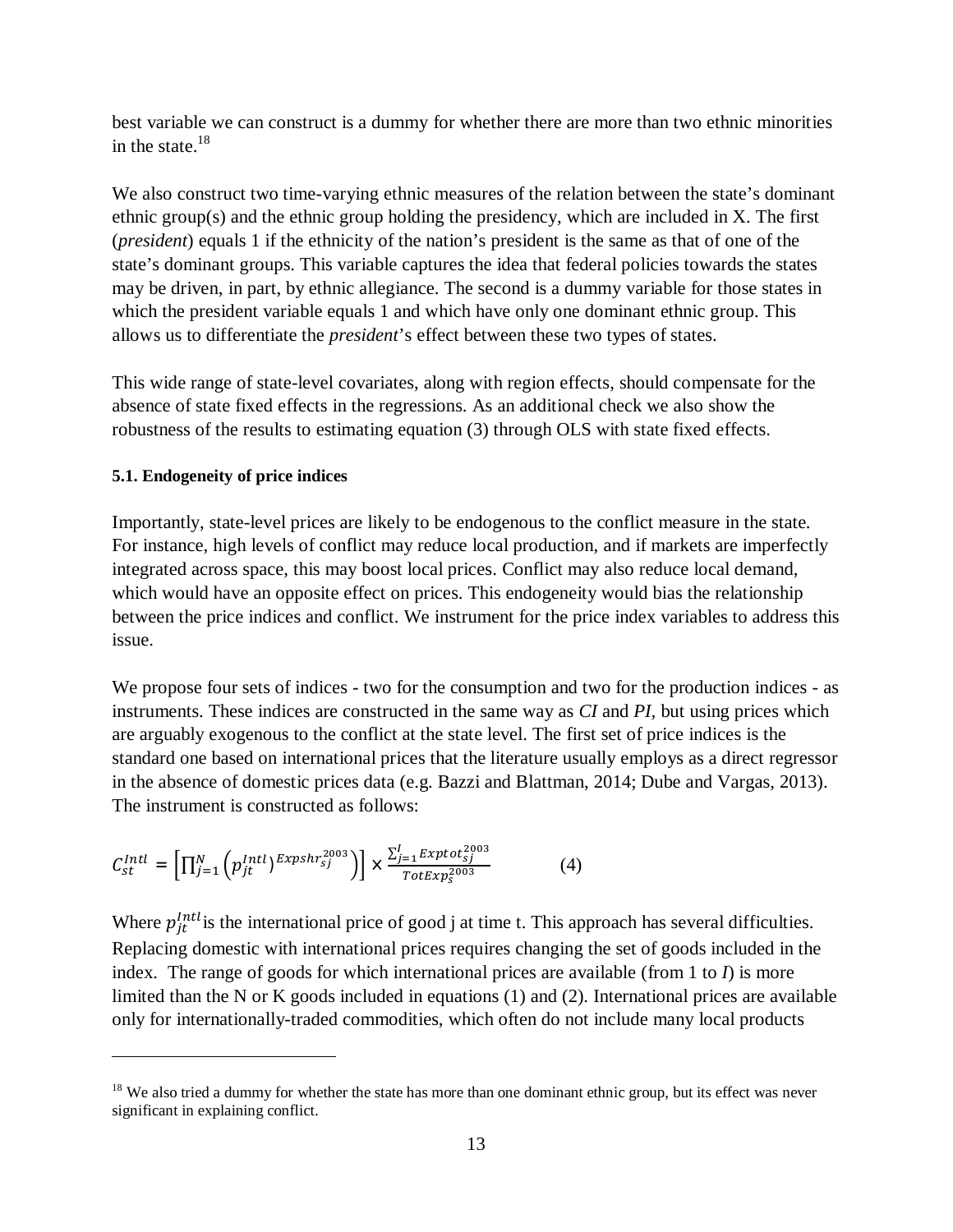best variable we can construct is a dummy for whether there are more than two ethnic minorities in the state.[18]

We also construct two time-varying ethnic measures of the relation between the state's dominant ethnic group(s) and the ethnic group holding the presidency, which are included in X. The first (*president*) equals 1 if the ethnicity of the nation's president is the same as that of one of the state's dominant groups. This variable captures the idea that federal policies towards the states may be driven, in part, by ethnic allegiance. The second is a dummy variable for those states in which the president variable equals 1 and which have only one dominant ethnic group. This allows us to differentiate the *president*'s effect between these two types of states.

This wide range of state-level covariates, along with region effects, should compensate for the absence of state fixed effects in the regressions. As an additional check we also show the robustness of the results to estimating equation (3) through OLS with state fixed effects.

### 5.1. Endogeneity of price indices

Importantly, state-level prices are likely to be endogenous to the conflict measure in the state. For instance, high levels of conflict may reduce local production, and if markets are imperfectly integrated across space, this may boost local prices. Conflict may also reduce local demand, which would have an opposite effect on prices. This endogeneity would bias the relationship between the price indices and conflict. We instrument for the price index variables to address this issue.

We propose four sets of indices - two for the consumption and two for the production indices - as instruments. These indices are constructed in the same way as *CI* and *PI*, but using prices which are arguably exogenous to the conflict at the state level. The first set of price indices is the standard one based on international prices that the literature usually employs as a direct regressor in the absence of domestic prices data (e.g. Bazzi and Blattman, 2014; Dube and Vargas, 2013). The instrument is constructed as follows:

$$C_{st}^{Intl} = \left[\prod_{j=1}^{N} \left(p_{jt}^{Intl}\right)^{Expshr_{sj}^{2003}}\right] \times \frac{\sum_{j=1}^{I} Exptot_{sj}^{2003}}{TotExp_{s}^{2003}} \qquad (4)$$

Where $p_{jt}^{Intl}$ is the international price of good j at time t. This approach has several difficulties. Replacing domestic with international prices requires changing the set of goods included in the index. The range of goods for which international prices are available (from 1 to *I*) is more limited than the N or K goods included in equations (1) and (2). International prices are available only for internationally-traded commodities, which often do not include many local products

[18] We also tried a dummy for whether the state has more than one dominant ethnic group, but its effect was never significant in explaining conflict.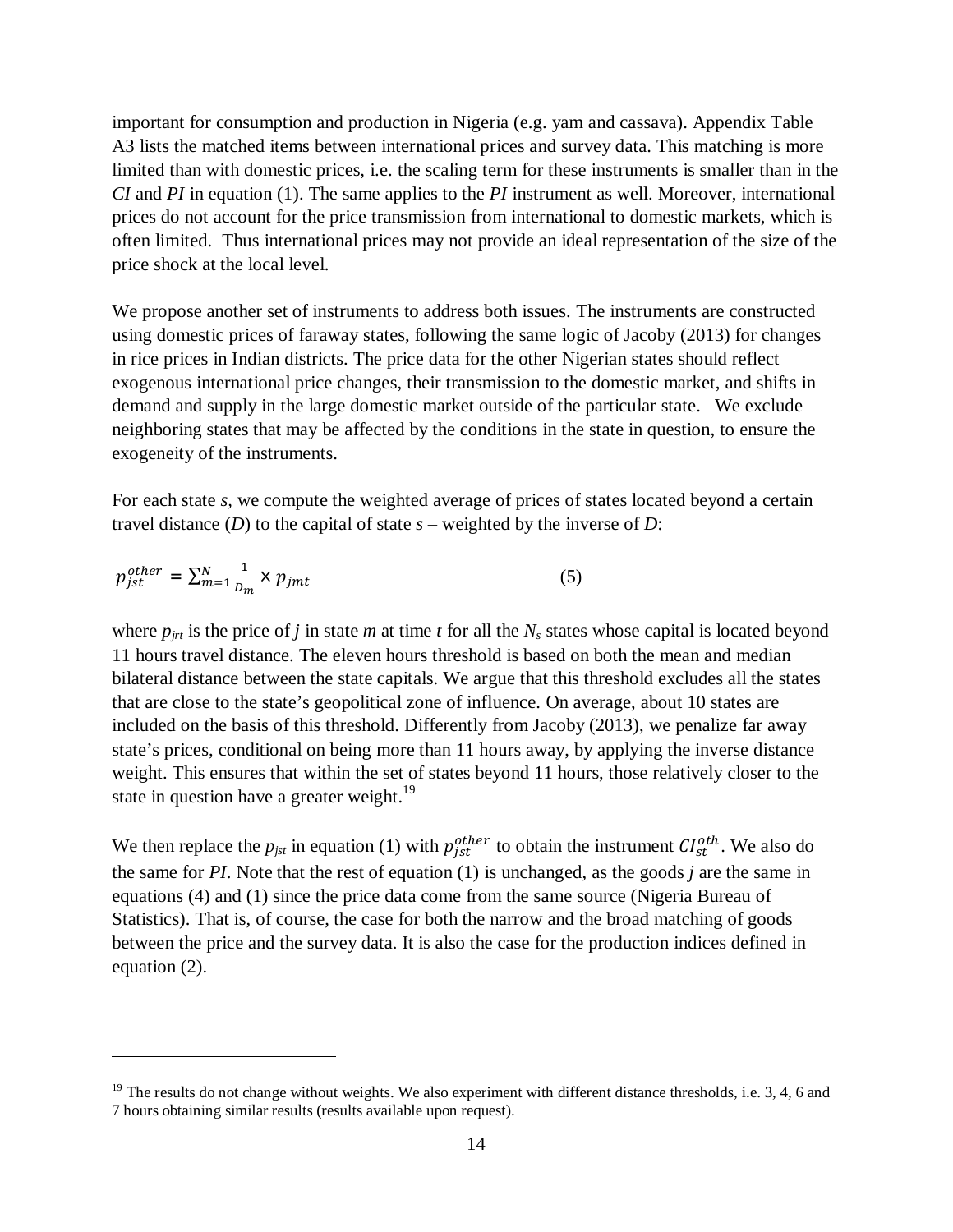important for consumption and production in Nigeria (e.g. yam and cassava). Appendix Table A3 lists the matched items between international prices and survey data. This matching is more limited than with domestic prices, i.e. the scaling term for these instruments is smaller than in the *CI* and *PI* in equation (1). The same applies to the *PI* instrument as well. Moreover, international prices do not account for the price transmission from international to domestic markets, which is often limited. Thus international prices may not provide an ideal representation of the size of the price shock at the local level.

We propose another set of instruments to address both issues. The instruments are constructed using domestic prices of faraway states, following the same logic of Jacoby (2013) for changes in rice prices in Indian districts. The price data for the other Nigerian states should reflect exogenous international price changes, their transmission to the domestic market, and shifts in demand and supply in the large domestic market outside of the particular state. We exclude neighboring states that may be affected by the conditions in the state in question, to ensure the exogeneity of the instruments.

For each state *s*, we compute the weighted average of prices of states located beyond a certain travel distance (*D*) to the capital of state *s* – weighted by the inverse of *D*:

$$p_{jst}^{other} = \sum_{m=1}^{N} \frac{1}{D_m} \times p_{jmt} \qquad (5)$$

where $p_{jrt}$ is the price of *j* in state *m* at time *t* for all the $N_s$ states whose capital is located beyond 11 hours travel distance. The eleven hours threshold is based on both the mean and median bilateral distance between the state capitals. We argue that this threshold excludes all the states that are close to the state's geopolitical zone of influence. On average, about 10 states are included on the basis of this threshold. Differently from Jacoby (2013), we penalize far away state's prices, conditional on being more than 11 hours away, by applying the inverse distance weight. This ensures that within the set of states beyond 11 hours, those relatively closer to the state in question have a greater weight.[19]

We then replace the $p_{jst}$ in equation (1) with $p_{jst}^{other}$ to obtain the instrument $CI_{st}^{oth}$. We also do the same for *PI*. Note that the rest of equation (1) is unchanged, as the goods *j* are the same in equations (4) and (1) since the price data come from the same source (Nigeria Bureau of Statistics). That is, of course, the case for both the narrow and the broad matching of goods between the price and the survey data. It is also the case for the production indices defined in equation (2).

---

[19] The results do not change without weights. We also experiment with different distance thresholds, i.e. 3, 4, 6 and 7 hours obtaining similar results (results available upon request).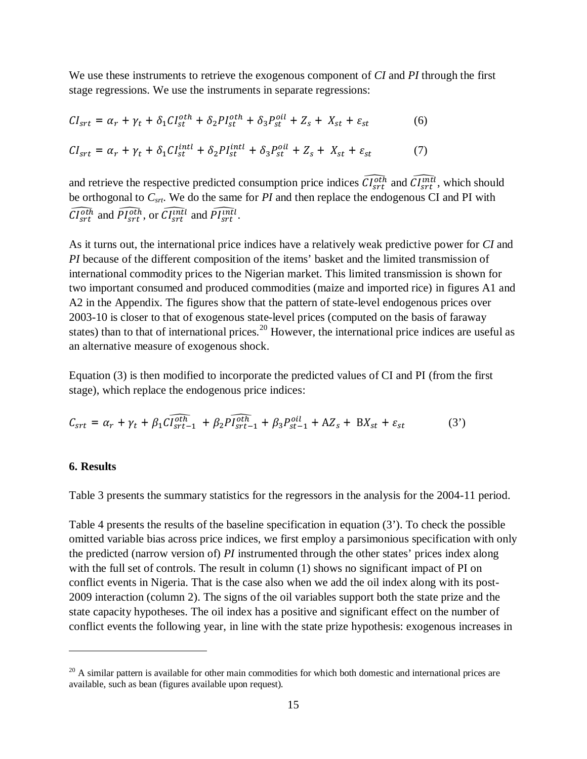We use these instruments to retrieve the exogenous component of *CI* and *PI* through the first stage regressions. We use the instruments in separate regressions:

$$CI_{srt} = \alpha_r + \gamma_t + \delta_1 CI_{st}^{oth} + \delta_2 PI_{st}^{oth} + \delta_3 P_{st}^{oil} + Z_s + X_{st} + \varepsilon_{st} \qquad (6)$$

$$CI_{srt} = \alpha_r + \gamma_t + \delta_1 CI_{st}^{intl} + \delta_2 PI_{st}^{intl} + \delta_3 P_{st}^{oil} + Z_s + X_{st} + \varepsilon_{st} \qquad (7)$$

and retrieve the respective predicted consumption price indices $\widehat{CI_{srt}^{oth}}$ and $\widehat{CI_{srt}^{intl}}$, which should be orthogonal to $C_{srt}$. We do the same for *PI* and then replace the endogenous CI and PI with $\widehat{CI_{srt}^{oth}}$ and $\widehat{PI_{srt}^{oth}}$, or $\widehat{CI_{srt}^{intl}}$ and $\widehat{PI_{srt}^{intl}}$.

As it turns out, the international price indices have a relatively weak predictive power for *CI* and *PI* because of the different composition of the items' basket and the limited transmission of international commodity prices to the Nigerian market. This limited transmission is shown for two important consumed and produced commodities (maize and imported rice) in figures A1 and A2 in the Appendix. The figures show that the pattern of state-level endogenous prices over 2003-10 is closer to that of exogenous state-level prices (computed on the basis of faraway states) than to that of international prices.[20] However, the international price indices are useful as an alternative measure of exogenous shock.

Equation (3) is then modified to incorporate the predicted values of CI and PI (from the first stage), which replace the endogenous price indices:

$$C_{srt} = \alpha_r + \gamma_t + \beta_1 \widehat{CI_{srt-1}^{oth}} + \beta_2 \widehat{PI_{srt-1}^{oth}} + \beta_3 P_{st-1}^{oil} + \mathrm{A} Z_s + \mathrm{B} X_{st} + \varepsilon_{st} \qquad (3')$$

## 6. Results

Table 3 presents the summary statistics for the regressors in the analysis for the 2004-11 period.

Table 4 presents the results of the baseline specification in equation (3'). To check the possible omitted variable bias across price indices, we first employ a parsimonious specification with only the predicted (narrow version of) *PI* instrumented through the other states' prices index along with the full set of controls. The result in column (1) shows no significant impact of PI on conflict events in Nigeria. That is the case also when we add the oil index along with its post-2009 interaction (column 2). The signs of the oil variables support both the state prize and the state capacity hypotheses. The oil index has a positive and significant effect on the number of conflict events the following year, in line with the state prize hypothesis: exogenous increases in

[20] A similar pattern is available for other main commodities for which both domestic and international prices are available, such as bean (figures available upon request).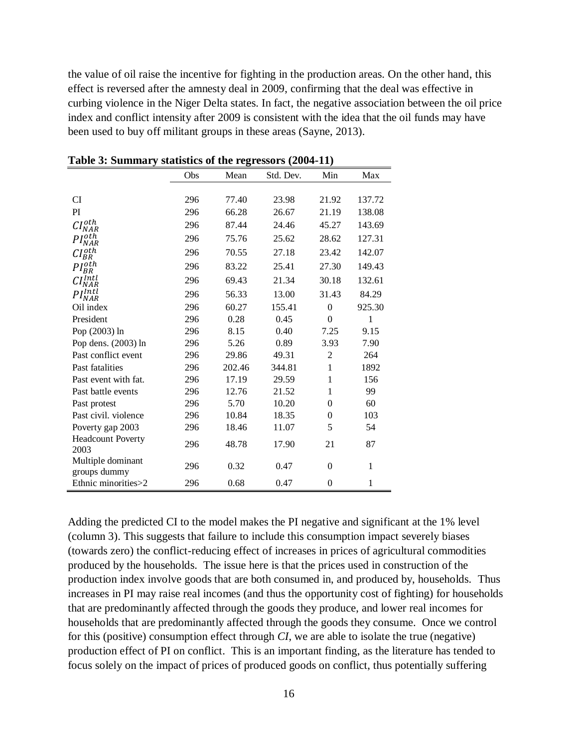the value of oil raise the incentive for fighting in the production areas. On the other hand, this effect is reversed after the amnesty deal in 2009, confirming that the deal was effective in curbing violence in the Niger Delta states. In fact, the negative association between the oil price index and conflict intensity after 2009 is consistent with the idea that the oil funds may have been used to buy off militant groups in these areas (Sayne, 2013).

**Table 3: Summary statistics of the regressors (2004-11)**

| | Obs | Mean | Std. Dev. | Min | Max |
|---|---|---|---|---|---|
| CI | 296 | 77.40 | 23.98 | 21.92 | 137.72 |
| PI | 296 | 66.28 | 26.67 | 21.19 | 138.08 |
| $CI_{NAR}^{oth}$ | 296 | 87.44 | 24.46 | 45.27 | 143.69 |
| $PI_{NAR}^{oth}$ | 296 | 75.76 | 25.62 | 28.62 | 127.31 |
| $CI_{BR}^{oth}$ | 296 | 70.55 | 27.18 | 23.42 | 142.07 |
| $PI_{BR}^{oth}$ | 296 | 83.22 | 25.41 | 27.30 | 149.43 |
| $CI_{NAR}^{Intl}$ | 296 | 69.43 | 21.34 | 30.18 | 132.61 |
| $PI_{NAR}^{Intl}$ | 296 | 56.33 | 13.00 | 31.43 | 84.29 |
| Oil index | 296 | 60.27 | 155.41 | 0 | 925.30 |
| President | 296 | 0.28 | 0.45 | 0 | 1 |
| Pop (2003) ln | 296 | 8.15 | 0.40 | 7.25 | 9.15 |
| Pop dens. (2003) ln | 296 | 5.26 | 0.89 | 3.93 | 7.90 |
| Past conflict event | 296 | 29.86 | 49.31 | 2 | 264 |
| Past fatalities | 296 | 202.46 | 344.81 | 1 | 1892 |
| Past event with fat. | 296 | 17.19 | 29.59 | 1 | 156 |
| Past battle events | 296 | 12.76 | 21.52 | 1 | 99 |
| Past protest | 296 | 5.70 | 10.20 | 0 | 60 |
| Past civil. violence | 296 | 10.84 | 18.35 | 0 | 103 |
| Poverty gap 2003 | 296 | 18.46 | 11.07 | 5 | 54 |
| Headcount Poverty 2003 | 296 | 48.78 | 17.90 | 21 | 87 |
| Multiple dominant groups dummy | 296 | 0.32 | 0.47 | 0 | 1 |
| Ethnic minorities>2 | 296 | 0.68 | 0.47 | 0 | 1 |

Adding the predicted CI to the model makes the PI negative and significant at the 1% level (column 3). This suggests that failure to include this consumption impact severely biases (towards zero) the conflict-reducing effect of increases in prices of agricultural commodities produced by the households. The issue here is that the prices used in construction of the production index involve goods that are both consumed in, and produced by, households. Thus increases in PI may raise real incomes (and thus the opportunity cost of fighting) for households that are predominantly affected through the goods they produce, and lower real incomes for households that are predominantly affected through the goods they consume. Once we control for this (positive) consumption effect through *CI*, we are able to isolate the true (negative) production effect of PI on conflict. This is an important finding, as the literature has tended to focus solely on the impact of prices of produced goods on conflict, thus potentially suffering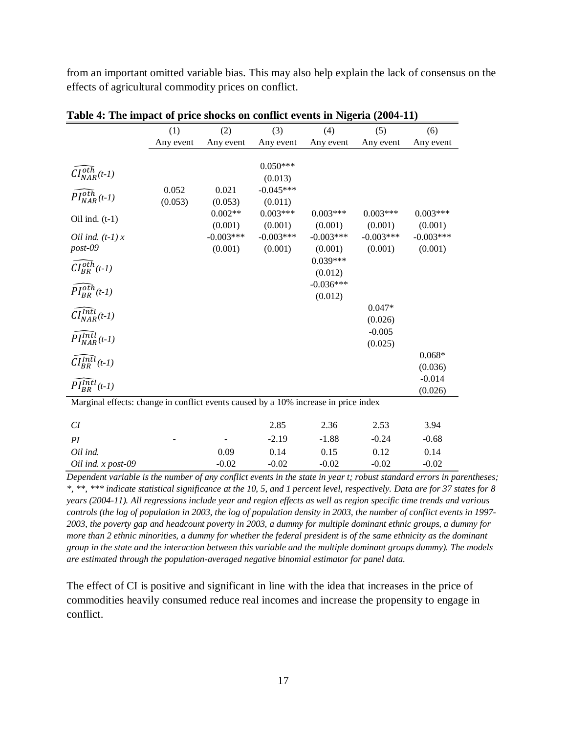from an important omitted variable bias. This may also help explain the lack of consensus on the effects of agricultural commodity prices on conflict.

**Table 4: The impact of price shocks on conflict events in Nigeria (2004-11)**

| | (1) | (2) | (3) | (4) | (5) | (6) |
|---|---|---|---|---|---|---|
| | Any event | Any event | Any event | Any event | Any event | Any event |
| $\widehat{CI_{NAR}^{oth}}$*(t-1)* | | | 0.050*** | | | |
| | | | (0.013) | | | |
| $\widehat{PI_{NAR}^{oth}}$*(t-1)* | 0.052 | 0.021 | -0.045*** | | | |
| | (0.053) | (0.053) | (0.011) | | | |
| Oil ind. (t-1) | | 0.002** | 0.003*** | 0.003*** | 0.003*** | 0.003*** |
| | | (0.001) | (0.001) | (0.001) | (0.001) | (0.001) |
| *Oil ind. (t-1) x post-09* | | -0.003*** | -0.003*** | -0.003*** | -0.003*** | -0.003*** |
| | | (0.001) | (0.001) | (0.001) | (0.001) | (0.001) |
| $\widehat{CI_{BR}^{oth}}$*(t-1)* | | | | 0.039*** | | |
| | | | | (0.012) | | |
| $\widehat{PI_{BR}^{oth}}$*(t-1)* | | | | -0.036*** | | |
| | | | | (0.012) | | |
| $\widehat{CI_{NAR}^{Intl}}$*(t-1)* | | | | | 0.047* | |
| | | | | | (0.026) | |
| $\widehat{PI_{NAR}^{Intl}}$*(t-1)* | | | | | -0.005 | |
| | | | | | (0.025) | |
| $\widehat{CI_{BR}^{Intl}}$*(t-1)* | | | | | | 0.068* |
| | | | | | | (0.036) |
| $\widehat{PI_{BR}^{Intl}}$*(t-1)* | | | | | | -0.014 |
| | | | | | | (0.026) |
| Marginal effects: change in conflict events caused by a 10% increase in price index | | | | | | |
| *CI* | | | 2.85 | 2.36 | 2.53 | 3.94 |
| *PI* | - | - | -2.19 | -1.88 | -0.24 | -0.68 |
| *Oil ind.* | | 0.09 | 0.14 | 0.15 | 0.12 | 0.14 |
| *Oil ind. x post-09* | | -0.02 | -0.02 | -0.02 | -0.02 | -0.02 |

*Dependent variable is the number of any conflict events in the state in year t; robust standard errors in parentheses; *, **, *** indicate statistical significance at the 10, 5, and 1 percent level, respectively. Data are for 37 states for 8 years (2004-11). All regressions include year and region effects as well as region specific time trends and various controls (the log of population in 2003, the log of population density in 2003, the number of conflict events in 1997-2003, the poverty gap and headcount poverty in 2003, a dummy for multiple dominant ethnic groups, a dummy for more than 2 ethnic minorities, a dummy for whether the federal president is of the same ethnicity as the dominant group in the state and the interaction between this variable and the multiple dominant groups dummy). The models are estimated through the population-averaged negative binomial estimator for panel data.*

The effect of CI is positive and significant in line with the idea that increases in the price of commodities heavily consumed reduce real incomes and increase the propensity to engage in conflict.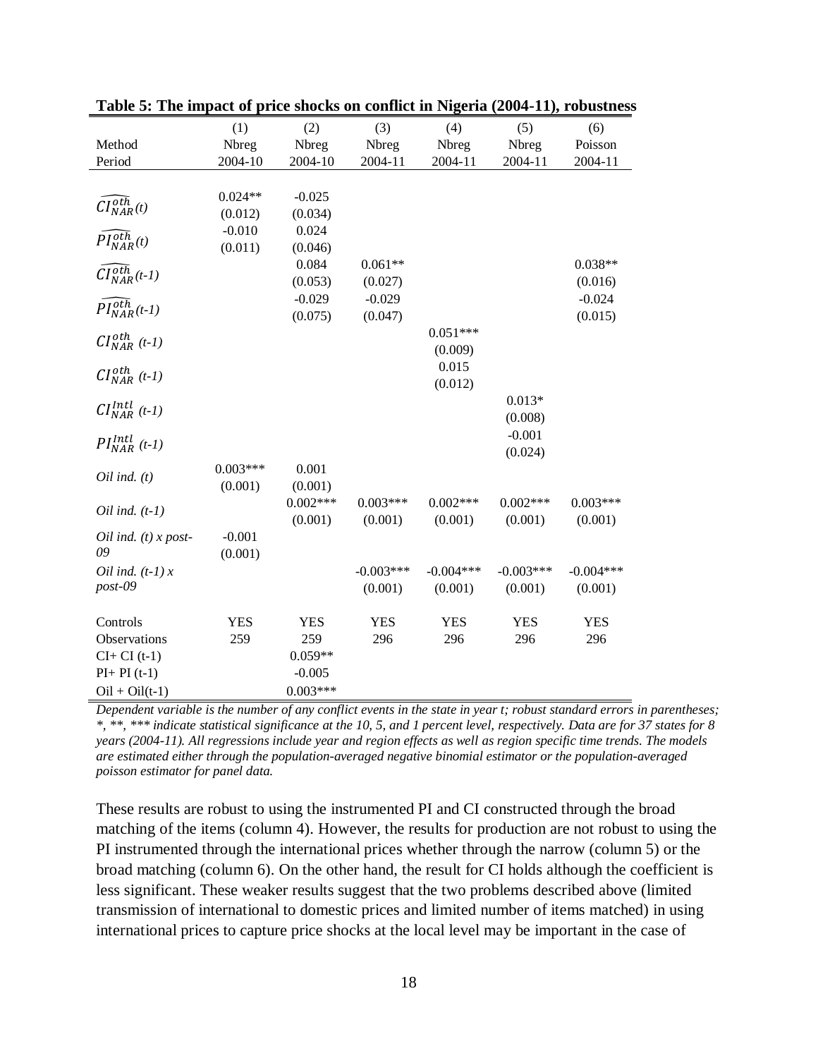**Table 5: The impact of price shocks on conflict in Nigeria (2004-11), robustness**

| | (1) | (2) | (3) | (4) | (5) | (6) |
|---|---|---|---|---|---|---|
| Method | Nbreg | Nbreg | Nbreg | Nbreg | Nbreg | Poisson |
| Period | 2004-10 | 2004-10 | 2004-11 | 2004-11 | 2004-11 | 2004-11 |
| $\widehat{CI_{NAR}^{oth}}(t)$ | 0.024** | -0.025 | | | | |
| | (0.012) | (0.034) | | | | |
| $\widehat{PI_{NAR}^{oth}}(t)$ | -0.010 | 0.024 | | | | |
| | (0.011) | (0.046) | | | | |
| $\widehat{CI_{NAR}^{oth}}(t\text{-}1)$ | | 0.084 | 0.061** | | | 0.038** |
| | | (0.053) | (0.027) | | | (0.016) |
| $\widehat{PI_{NAR}^{oth}}(t\text{-}1)$ | | -0.029 | -0.029 | | | -0.024 |
| | | (0.075) | (0.047) | | | (0.015) |
| $CI_{NAR}^{oth}$ (t-1) | | | | 0.051*** | | |
| | | | | (0.009) | | |
| $CI_{NAR}^{oth}$ (t-1) | | | | 0.015 | | |
| | | | | (0.012) | | |
| $CI_{NAR}^{Intl}$ (t-1) | | | | | 0.013* | |
| | | | | | (0.008) | |
| $PI_{NAR}^{Intl}$ (t-1) | | | | | -0.001 | |
| | | | | | (0.024) | |
| *Oil ind. (t)* | 0.003*** | 0.001 | | | | |
| | (0.001) | (0.001) | | | | |
| *Oil ind. (t-1)* | | 0.002*** | 0.003*** | 0.002*** | 0.002*** | 0.003*** |
| | | (0.001) | (0.001) | (0.001) | (0.001) | (0.001) |
| *Oil ind. (t) x post-09* | -0.001 | | | | | |
| | (0.001) | | | | | |
| *Oil ind. (t-1) x post-09* | | | -0.003*** | -0.004*** | -0.003*** | -0.004*** |
| | | | (0.001) | (0.001) | (0.001) | (0.001) |
| Controls | YES | YES | YES | YES | YES | YES |
| Observations | 259 | 259 | 296 | 296 | 296 | 296 |
| CI+ CI (t-1) | | 0.059** | | | | |
| PI+ PI (t-1) | | -0.005 | | | | |
| Oil + Oil(t-1) | | 0.003*** | | | | |

*Dependent variable is the number of any conflict events in the state in year t; robust standard errors in parentheses; *, **, *** indicate statistical significance at the 10, 5, and 1 percent level, respectively. Data are for 37 states for 8 years (2004-11). All regressions include year and region effects as well as region specific time trends. The models are estimated either through the population-averaged negative binomial estimator or the population-averaged poisson estimator for panel data.*

These results are robust to using the instrumented PI and CI constructed through the broad matching of the items (column 4). However, the results for production are not robust to using the PI instrumented through the international prices whether through the narrow (column 5) or the broad matching (column 6). On the other hand, the result for CI holds although the coefficient is less significant. These weaker results suggest that the two problems described above (limited transmission of international to domestic prices and limited number of items matched) in using international prices to capture price shocks at the local level may be important in the case of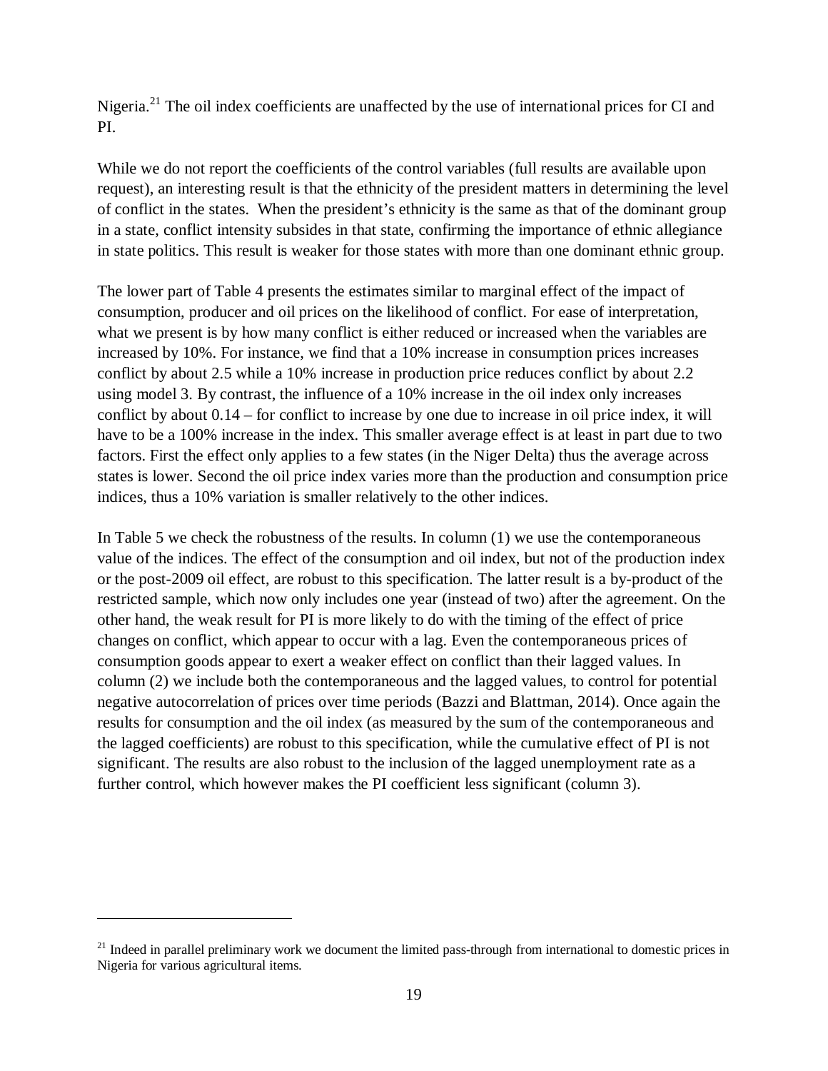Nigeria.[21] The oil index coefficients are unaffected by the use of international prices for CI and PI.

While we do not report the coefficients of the control variables (full results are available upon request), an interesting result is that the ethnicity of the president matters in determining the level of conflict in the states. When the president's ethnicity is the same as that of the dominant group in a state, conflict intensity subsides in that state, confirming the importance of ethnic allegiance in state politics. This result is weaker for those states with more than one dominant ethnic group.

The lower part of Table 4 presents the estimates similar to marginal effect of the impact of consumption, producer and oil prices on the likelihood of conflict. For ease of interpretation, what we present is by how many conflict is either reduced or increased when the variables are increased by 10%. For instance, we find that a 10% increase in consumption prices increases conflict by about 2.5 while a 10% increase in production price reduces conflict by about 2.2 using model 3. By contrast, the influence of a 10% increase in the oil index only increases conflict by about 0.14 – for conflict to increase by one due to increase in oil price index, it will have to be a 100% increase in the index. This smaller average effect is at least in part due to two factors. First the effect only applies to a few states (in the Niger Delta) thus the average across states is lower. Second the oil price index varies more than the production and consumption price indices, thus a 10% variation is smaller relatively to the other indices.

In Table 5 we check the robustness of the results. In column (1) we use the contemporaneous value of the indices. The effect of the consumption and oil index, but not of the production index or the post-2009 oil effect, are robust to this specification. The latter result is a by-product of the restricted sample, which now only includes one year (instead of two) after the agreement. On the other hand, the weak result for PI is more likely to do with the timing of the effect of price changes on conflict, which appear to occur with a lag. Even the contemporaneous prices of consumption goods appear to exert a weaker effect on conflict than their lagged values. In column (2) we include both the contemporaneous and the lagged values, to control for potential negative autocorrelation of prices over time periods (Bazzi and Blattman, 2014). Once again the results for consumption and the oil index (as measured by the sum of the contemporaneous and the lagged coefficients) are robust to this specification, while the cumulative effect of PI is not significant. The results are also robust to the inclusion of the lagged unemployment rate as a further control, which however makes the PI coefficient less significant (column 3).

---

[21] Indeed in parallel preliminary work we document the limited pass-through from international to domestic prices in Nigeria for various agricultural items.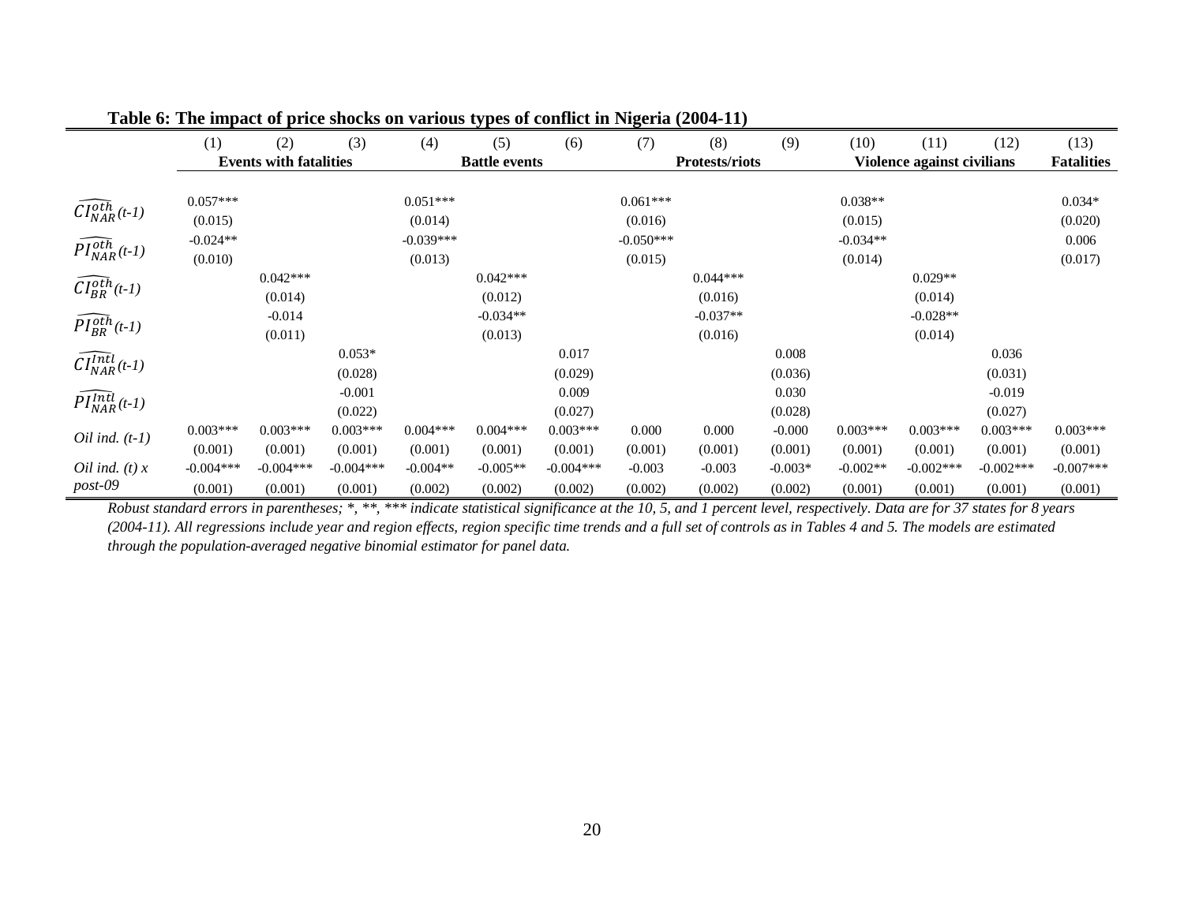**Table 6: The impact of price shocks on various types of conflict in Nigeria (2004-11)**

| | (1) | (2) | (3) | (4) | (5) | (6) | (7) | (8) | (9) | (10) | (11) | (12) | (13) |
|---|---|---|---|---|---|---|---|---|---|---|---|---|---|
| | **Events with fatalities** | | | **Battle events** | | | **Protests/riots** | | | **Violence against civilians** | | | **Fatalities** |
| $\widehat{CI_{NAR}^{oth}}$*(t-1)* | 0.057*** | | | 0.051*** | | | 0.061*** | | | 0.038** | | | 0.034* |
| | (0.015) | | | (0.014) | | | (0.016) | | | (0.015) | | | (0.020) |
| $\widehat{PI_{NAR}^{oth}}$*(t-1)* | -0.024** | | | -0.039*** | | | -0.050*** | | | -0.034** | | | 0.006 |
| | (0.010) | | | (0.013) | | | (0.015) | | | (0.014) | | | (0.017) |
| $\widehat{CI_{BR}^{oth}}$*(t-1)* | | 0.042*** | | | 0.042*** | | | 0.044*** | | | 0.029** | | |
| | | (0.014) | | | (0.012) | | | (0.016) | | | (0.014) | | |
| $\widehat{PI_{BR}^{oth}}$*(t-1)* | | -0.014 | | | -0.034** | | | -0.037** | | | -0.028** | | |
| | | (0.011) | | | (0.013) | | | (0.016) | | | (0.014) | | |
| $\widehat{CI_{NAR}^{Intl}}$*(t-1)* | | | 0.053* | | | 0.017 | | | 0.008 | | | 0.036 | |
| | | | (0.028) | | | (0.029) | | | (0.036) | | | (0.031) | |
| $\widehat{PI_{NAR}^{Intl}}$*(t-1)* | | | -0.001 | | | 0.009 | | | 0.030 | | | -0.019 | |
| | | | (0.022) | | | (0.027) | | | (0.028) | | | (0.027) | |
| *Oil ind. (t-1)* | 0.003*** | 0.003*** | 0.003*** | 0.004*** | 0.004*** | 0.003*** | 0.000 | 0.000 | -0.000 | 0.003*** | 0.003*** | 0.003*** | 0.003*** |
| | (0.001) | (0.001) | (0.001) | (0.001) | (0.001) | (0.001) | (0.001) | (0.001) | (0.001) | (0.001) | (0.001) | (0.001) | (0.001) |
| *Oil ind. (t) x post-09* | -0.004*** | -0.004*** | -0.004*** | -0.004** | -0.005** | -0.004*** | -0.003 | -0.003 | -0.003* | -0.002** | -0.002*** | -0.002*** | -0.007*** |
| | (0.001) | (0.001) | (0.001) | (0.002) | (0.002) | (0.002) | (0.002) | (0.002) | (0.002) | (0.001) | (0.001) | (0.001) | (0.001) |

*Robust standard errors in parentheses; *, **, *** indicate statistical significance at the 10, 5, and 1 percent level, respectively. Data are for 37 states for 8 years (2004-11). All regressions include year and region effects, region specific time trends and a full set of controls as in Tables 4 and 5. The models are estimated through the population-averaged negative binomial estimator for panel data.*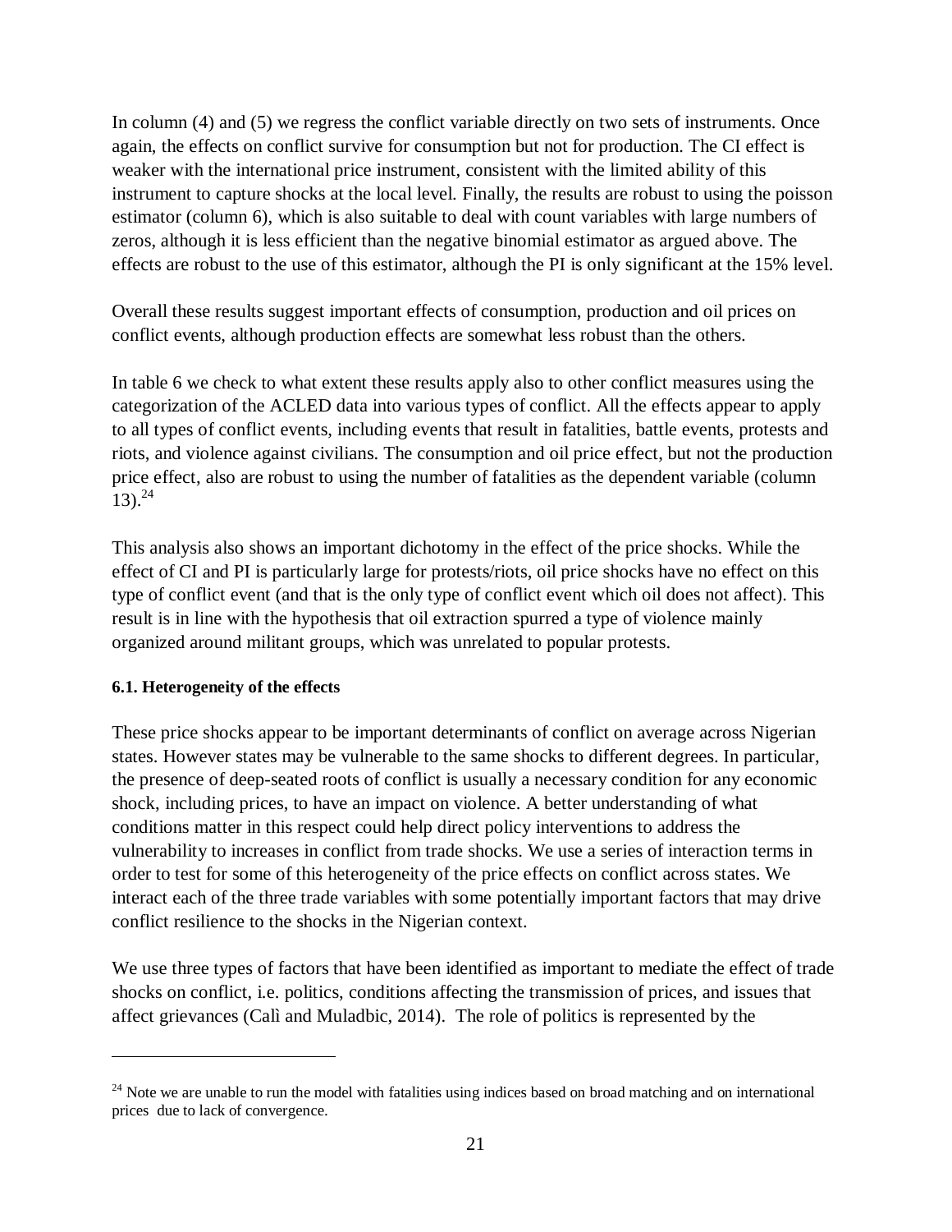In column (4) and (5) we regress the conflict variable directly on two sets of instruments. Once again, the effects on conflict survive for consumption but not for production. The CI effect is weaker with the international price instrument, consistent with the limited ability of this instrument to capture shocks at the local level. Finally, the results are robust to using the poisson estimator (column 6), which is also suitable to deal with count variables with large numbers of zeros, although it is less efficient than the negative binomial estimator as argued above. The effects are robust to the use of this estimator, although the PI is only significant at the 15% level.

Overall these results suggest important effects of consumption, production and oil prices on conflict events, although production effects are somewhat less robust than the others.

In table 6 we check to what extent these results apply also to other conflict measures using the categorization of the ACLED data into various types of conflict. All the effects appear to apply to all types of conflict events, including events that result in fatalities, battle events, protests and riots, and violence against civilians. The consumption and oil price effect, but not the production price effect, also are robust to using the number of fatalities as the dependent variable (column 13).[24]

This analysis also shows an important dichotomy in the effect of the price shocks. While the effect of CI and PI is particularly large for protests/riots, oil price shocks have no effect on this type of conflict event (and that is the only type of conflict event which oil does not affect). This result is in line with the hypothesis that oil extraction spurred a type of violence mainly organized around militant groups, which was unrelated to popular protests.

### 6.1. Heterogeneity of the effects

These price shocks appear to be important determinants of conflict on average across Nigerian states. However states may be vulnerable to the same shocks to different degrees. In particular, the presence of deep-seated roots of conflict is usually a necessary condition for any economic shock, including prices, to have an impact on violence. A better understanding of what conditions matter in this respect could help direct policy interventions to address the vulnerability to increases in conflict from trade shocks. We use a series of interaction terms in order to test for some of this heterogeneity of the price effects on conflict across states. We interact each of the three trade variables with some potentially important factors that may drive conflict resilience to the shocks in the Nigerian context.

We use three types of factors that have been identified as important to mediate the effect of trade shocks on conflict, i.e. politics, conditions affecting the transmission of prices, and issues that affect grievances (Calì and Muladbic, 2014). The role of politics is represented by the

[24] Note we are unable to run the model with fatalities using indices based on broad matching and on international prices due to lack of convergence.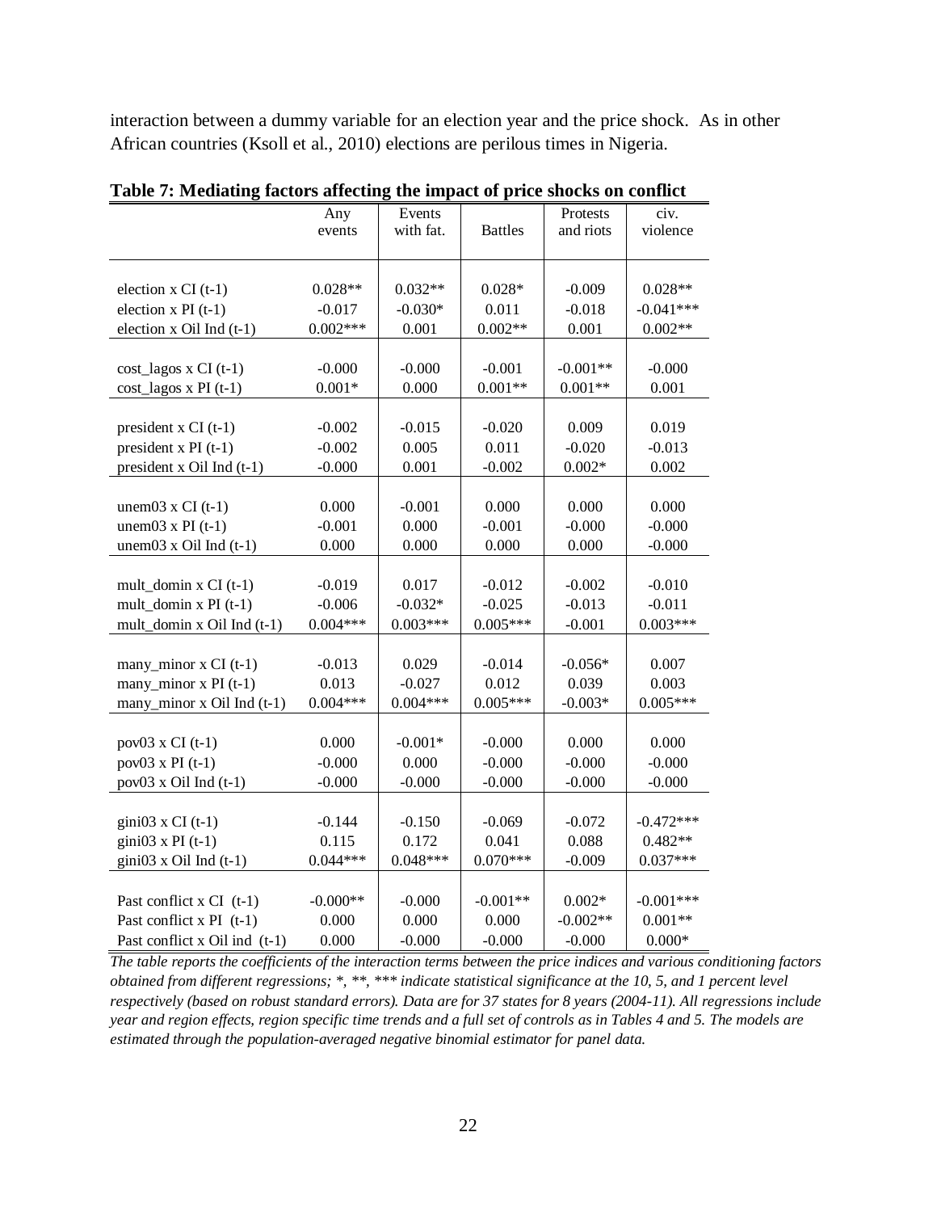interaction between a dummy variable for an election year and the price shock. As in other African countries (Ksoll et al., 2010) elections are perilous times in Nigeria.

**Table 7: Mediating factors affecting the impact of price shocks on conflict**

| | Any events | Events with fat. | Battles | Protests and riots | civ. violence |
|---|---|---|---|---|---|
| election x CI (t-1) | 0.028** | 0.032** | 0.028* | -0.009 | 0.028** |
| election x PI (t-1) | -0.017 | -0.030* | 0.011 | -0.018 | -0.041*** |
| election x Oil Ind (t-1) | 0.002*** | 0.001 | 0.002** | 0.001 | 0.002** |
| cost_lagos x CI (t-1) | -0.000 | -0.000 | -0.001 | -0.001** | -0.000 |
| cost_lagos x PI (t-1) | 0.001* | 0.000 | 0.001** | 0.001** | 0.001 |
| president x CI (t-1) | -0.002 | -0.015 | -0.020 | 0.009 | 0.019 |
| president x PI (t-1) | -0.002 | 0.005 | 0.011 | -0.020 | -0.013 |
| president x Oil Ind (t-1) | -0.000 | 0.001 | -0.002 | 0.002* | 0.002 |
| unem03 x CI (t-1) | 0.000 | -0.001 | 0.000 | 0.000 | 0.000 |
| unem03 x PI (t-1) | -0.001 | 0.000 | -0.001 | -0.000 | -0.000 |
| unem03 x Oil Ind (t-1) | 0.000 | 0.000 | 0.000 | 0.000 | -0.000 |
| mult_domin x CI (t-1) | -0.019 | 0.017 | -0.012 | -0.002 | -0.010 |
| mult_domin x PI (t-1) | -0.006 | -0.032* | -0.025 | -0.013 | -0.011 |
| mult_domin x Oil Ind (t-1) | 0.004*** | 0.003*** | 0.005*** | -0.001 | 0.003*** |
| many_minor x CI (t-1) | -0.013 | 0.029 | -0.014 | -0.056* | 0.007 |
| many_minor x PI (t-1) | 0.013 | -0.027 | 0.012 | 0.039 | 0.003 |
| many_minor x Oil Ind (t-1) | 0.004*** | 0.004*** | 0.005*** | -0.003* | 0.005*** |
| pov03 x CI (t-1) | 0.000 | -0.001* | -0.000 | 0.000 | 0.000 |
| pov03 x PI (t-1) | -0.000 | 0.000 | -0.000 | -0.000 | -0.000 |
| pov03 x Oil Ind (t-1) | -0.000 | -0.000 | -0.000 | -0.000 | -0.000 |
| gini03 x CI (t-1) | -0.144 | -0.150 | -0.069 | -0.072 | -0.472*** |
| gini03 x PI (t-1) | 0.115 | 0.172 | 0.041 | 0.088 | 0.482** |
| gini03 x Oil Ind (t-1) | 0.044*** | 0.048*** | 0.070*** | -0.009 | 0.037*** |
| Past conflict x CI (t-1) | -0.000** | -0.000 | -0.001** | 0.002* | -0.001*** |
| Past conflict x PI (t-1) | 0.000 | 0.000 | 0.000 | -0.002** | 0.001** |
| Past conflict x Oil ind (t-1) | 0.000 | -0.000 | -0.000 | -0.000 | 0.000* |

*The table reports the coefficients of the interaction terms between the price indices and various conditioning factors obtained from different regressions; *, **, *** indicate statistical significance at the 10, 5, and 1 percent level respectively (based on robust standard errors). Data are for 37 states for 8 years (2004-11). All regressions include year and region effects, region specific time trends and a full set of controls as in Tables 4 and 5. The models are estimated through the population-averaged negative binomial estimator for panel data.*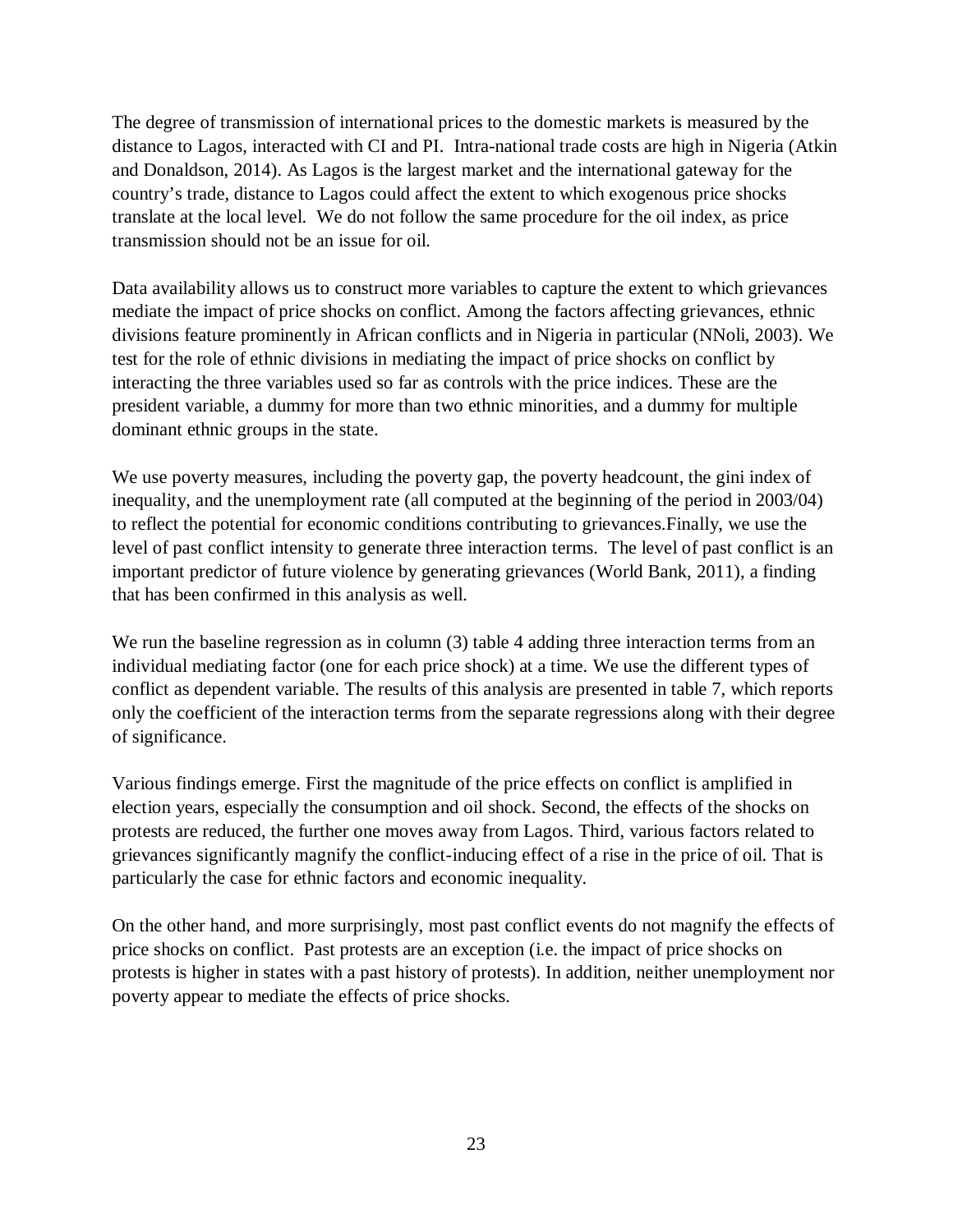The degree of transmission of international prices to the domestic markets is measured by the distance to Lagos, interacted with CI and PI. Intra-national trade costs are high in Nigeria (Atkin and Donaldson, 2014). As Lagos is the largest market and the international gateway for the country's trade, distance to Lagos could affect the extent to which exogenous price shocks translate at the local level. We do not follow the same procedure for the oil index, as price transmission should not be an issue for oil.

Data availability allows us to construct more variables to capture the extent to which grievances mediate the impact of price shocks on conflict. Among the factors affecting grievances, ethnic divisions feature prominently in African conflicts and in Nigeria in particular (NNoli, 2003). We test for the role of ethnic divisions in mediating the impact of price shocks on conflict by interacting the three variables used so far as controls with the price indices. These are the president variable, a dummy for more than two ethnic minorities, and a dummy for multiple dominant ethnic groups in the state.

We use poverty measures, including the poverty gap, the poverty headcount, the gini index of inequality, and the unemployment rate (all computed at the beginning of the period in 2003/04) to reflect the potential for economic conditions contributing to grievances.Finally, we use the level of past conflict intensity to generate three interaction terms. The level of past conflict is an important predictor of future violence by generating grievances (World Bank, 2011), a finding that has been confirmed in this analysis as well.

We run the baseline regression as in column (3) table 4 adding three interaction terms from an individual mediating factor (one for each price shock) at a time. We use the different types of conflict as dependent variable. The results of this analysis are presented in table 7, which reports only the coefficient of the interaction terms from the separate regressions along with their degree of significance.

Various findings emerge. First the magnitude of the price effects on conflict is amplified in election years, especially the consumption and oil shock. Second, the effects of the shocks on protests are reduced, the further one moves away from Lagos. Third, various factors related to grievances significantly magnify the conflict-inducing effect of a rise in the price of oil. That is particularly the case for ethnic factors and economic inequality.

On the other hand, and more surprisingly, most past conflict events do not magnify the effects of price shocks on conflict. Past protests are an exception (i.e. the impact of price shocks on protests is higher in states with a past history of protests). In addition, neither unemployment nor poverty appear to mediate the effects of price shocks.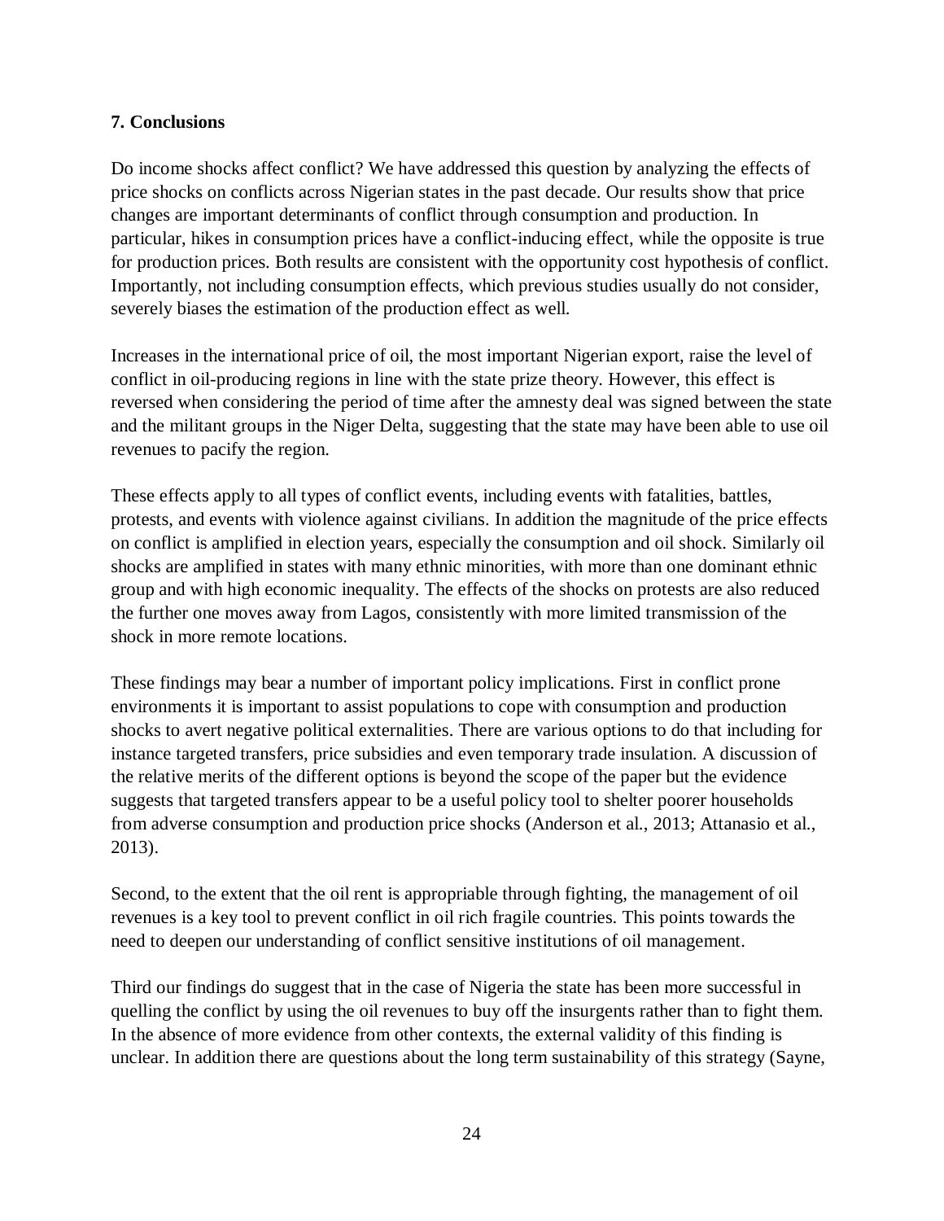## 7. Conclusions

Do income shocks affect conflict? We have addressed this question by analyzing the effects of price shocks on conflicts across Nigerian states in the past decade. Our results show that price changes are important determinants of conflict through consumption and production. In particular, hikes in consumption prices have a conflict-inducing effect, while the opposite is true for production prices. Both results are consistent with the opportunity cost hypothesis of conflict. Importantly, not including consumption effects, which previous studies usually do not consider, severely biases the estimation of the production effect as well.

Increases in the international price of oil, the most important Nigerian export, raise the level of conflict in oil-producing regions in line with the state prize theory. However, this effect is reversed when considering the period of time after the amnesty deal was signed between the state and the militant groups in the Niger Delta, suggesting that the state may have been able to use oil revenues to pacify the region.

These effects apply to all types of conflict events, including events with fatalities, battles, protests, and events with violence against civilians. In addition the magnitude of the price effects on conflict is amplified in election years, especially the consumption and oil shock. Similarly oil shocks are amplified in states with many ethnic minorities, with more than one dominant ethnic group and with high economic inequality. The effects of the shocks on protests are also reduced the further one moves away from Lagos, consistently with more limited transmission of the shock in more remote locations.

These findings may bear a number of important policy implications. First in conflict prone environments it is important to assist populations to cope with consumption and production shocks to avert negative political externalities. There are various options to do that including for instance targeted transfers, price subsidies and even temporary trade insulation. A discussion of the relative merits of the different options is beyond the scope of the paper but the evidence suggests that targeted transfers appear to be a useful policy tool to shelter poorer households from adverse consumption and production price shocks (Anderson et al., 2013; Attanasio et al., 2013).

Second, to the extent that the oil rent is appropriable through fighting, the management of oil revenues is a key tool to prevent conflict in oil rich fragile countries. This points towards the need to deepen our understanding of conflict sensitive institutions of oil management.

Third our findings do suggest that in the case of Nigeria the state has been more successful in quelling the conflict by using the oil revenues to buy off the insurgents rather than to fight them. In the absence of more evidence from other contexts, the external validity of this finding is unclear. In addition there are questions about the long term sustainability of this strategy (Sayne,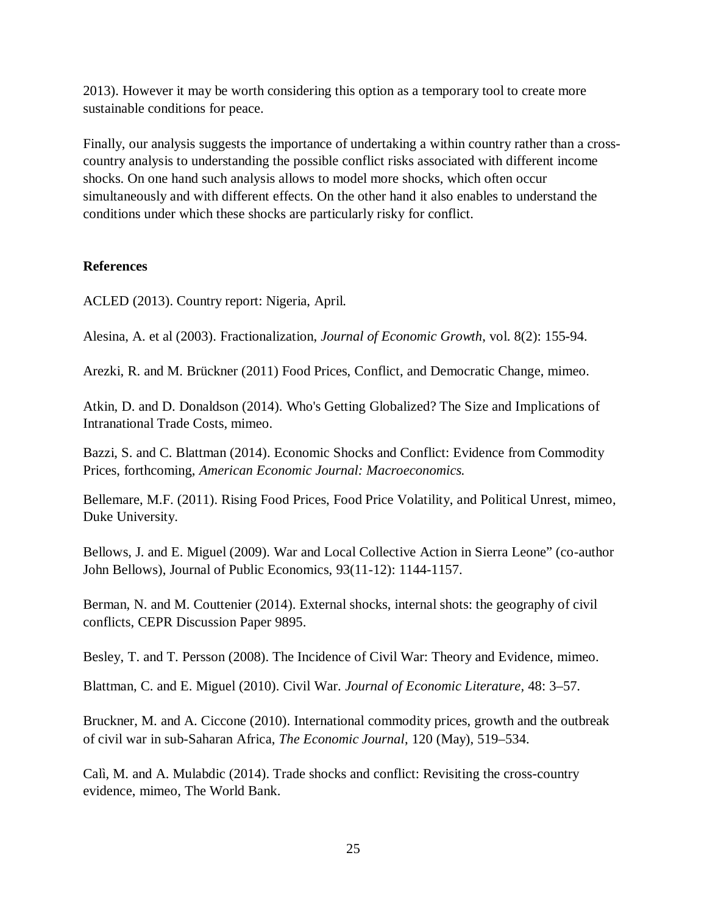2013). However it may be worth considering this option as a temporary tool to create more sustainable conditions for peace.

Finally, our analysis suggests the importance of undertaking a within country rather than a cross-country analysis to understanding the possible conflict risks associated with different income shocks. On one hand such analysis allows to model more shocks, which often occur simultaneously and with different effects. On the other hand it also enables to understand the conditions under which these shocks are particularly risky for conflict.

**References**

ACLED (2013). Country report: Nigeria, April.

Alesina, A. et al (2003). Fractionalization, *Journal of Economic Growth*, vol. 8(2): 155-94.

Arezki, R. and M. Brückner (2011) Food Prices, Conflict, and Democratic Change, mimeo.

Atkin, D. and D. Donaldson (2014). Who's Getting Globalized? The Size and Implications of Intranational Trade Costs, mimeo.

Bazzi, S. and C. Blattman (2014). Economic Shocks and Conflict: Evidence from Commodity Prices, forthcoming, *American Economic Journal: Macroeconomics.*

Bellemare, M.F. (2011). Rising Food Prices, Food Price Volatility, and Political Unrest, mimeo, Duke University.

Bellows, J. and E. Miguel (2009). War and Local Collective Action in Sierra Leone" (co-author John Bellows), Journal of Public Economics, 93(11-12): 1144-1157.

Berman, N. and M. Couttenier (2014). External shocks, internal shots: the geography of civil conflicts, CEPR Discussion Paper 9895.

Besley, T. and T. Persson (2008). The Incidence of Civil War: Theory and Evidence, mimeo.

Blattman, C. and E. Miguel (2010). Civil War. *Journal of Economic Literature*, 48: 3–57.

Bruckner, M. and A. Ciccone (2010). International commodity prices, growth and the outbreak of civil war in sub-Saharan Africa, *The Economic Journal*, 120 (May), 519–534.

Calì, M. and A. Mulabdic (2014). Trade shocks and conflict: Revisiting the cross-country evidence, mimeo, The World Bank.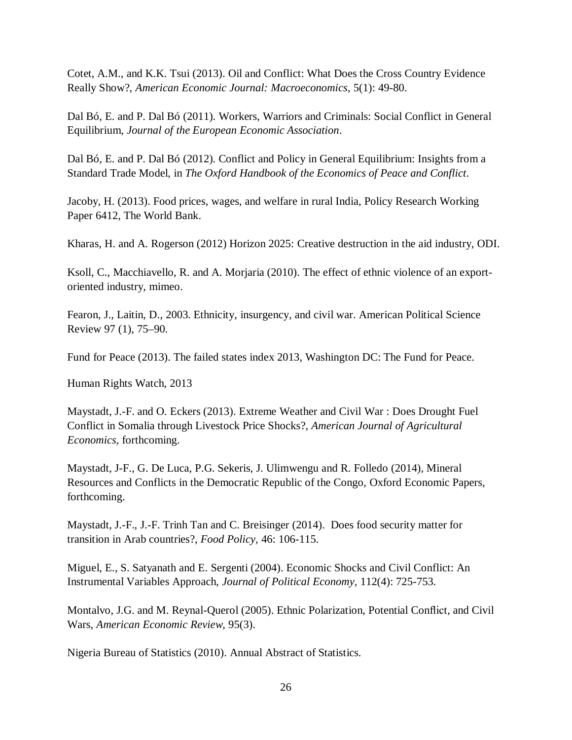Cotet, A.M., and K.K. Tsui (2013). Oil and Conflict: What Does the Cross Country Evidence Really Show?, *American Economic Journal: Macroeconomics*, 5(1): 49-80.

Dal Bó, E. and P. Dal Bó (2011). Workers, Warriors and Criminals: Social Conflict in General Equilibrium, *Journal of the European Economic Association*.

Dal Bó, E. and P. Dal Bó (2012). Conflict and Policy in General Equilibrium: Insights from a Standard Trade Model, in *The Oxford Handbook of the Economics of Peace and Conflict*.

Jacoby, H. (2013). Food prices, wages, and welfare in rural India, Policy Research Working Paper 6412, The World Bank.

Kharas, H. and A. Rogerson (2012) Horizon 2025: Creative destruction in the aid industry, ODI.

Ksoll, C., Macchiavello, R. and A. Morjaria (2010). The effect of ethnic violence of an export-oriented industry, mimeo.

Fearon, J., Laitin, D., 2003. Ethnicity, insurgency, and civil war. American Political Science Review 97 (1), 75–90.

Fund for Peace (2013). The failed states index 2013, Washington DC: The Fund for Peace.

Human Rights Watch, 2013

Maystadt, J.-F. and O. Eckers (2013). Extreme Weather and Civil War : Does Drought Fuel Conflict in Somalia through Livestock Price Shocks?, *American Journal of Agricultural Economics,* forthcoming.

Maystadt, J-F., G. De Luca, P.G. Sekeris, J. Ulimwengu and R. Folledo (2014), Mineral Resources and Conflicts in the Democratic Republic of the Congo, Oxford Economic Papers, forthcoming.

Maystadt, J.-F., J.-F. Trinh Tan and C. Breisinger (2014). Does food security matter for transition in Arab countries?, *Food Policy,* 46: 106-115.

Miguel, E., S. Satyanath and E. Sergenti (2004). Economic Shocks and Civil Conflict: An Instrumental Variables Approach, *Journal of Political Economy,* 112(4): 725-753.

Montalvo, J.G. and M. Reynal-Querol (2005). Ethnic Polarization, Potential Conflict, and Civil Wars, *American Economic Review*, 95(3).

Nigeria Bureau of Statistics (2010). Annual Abstract of Statistics.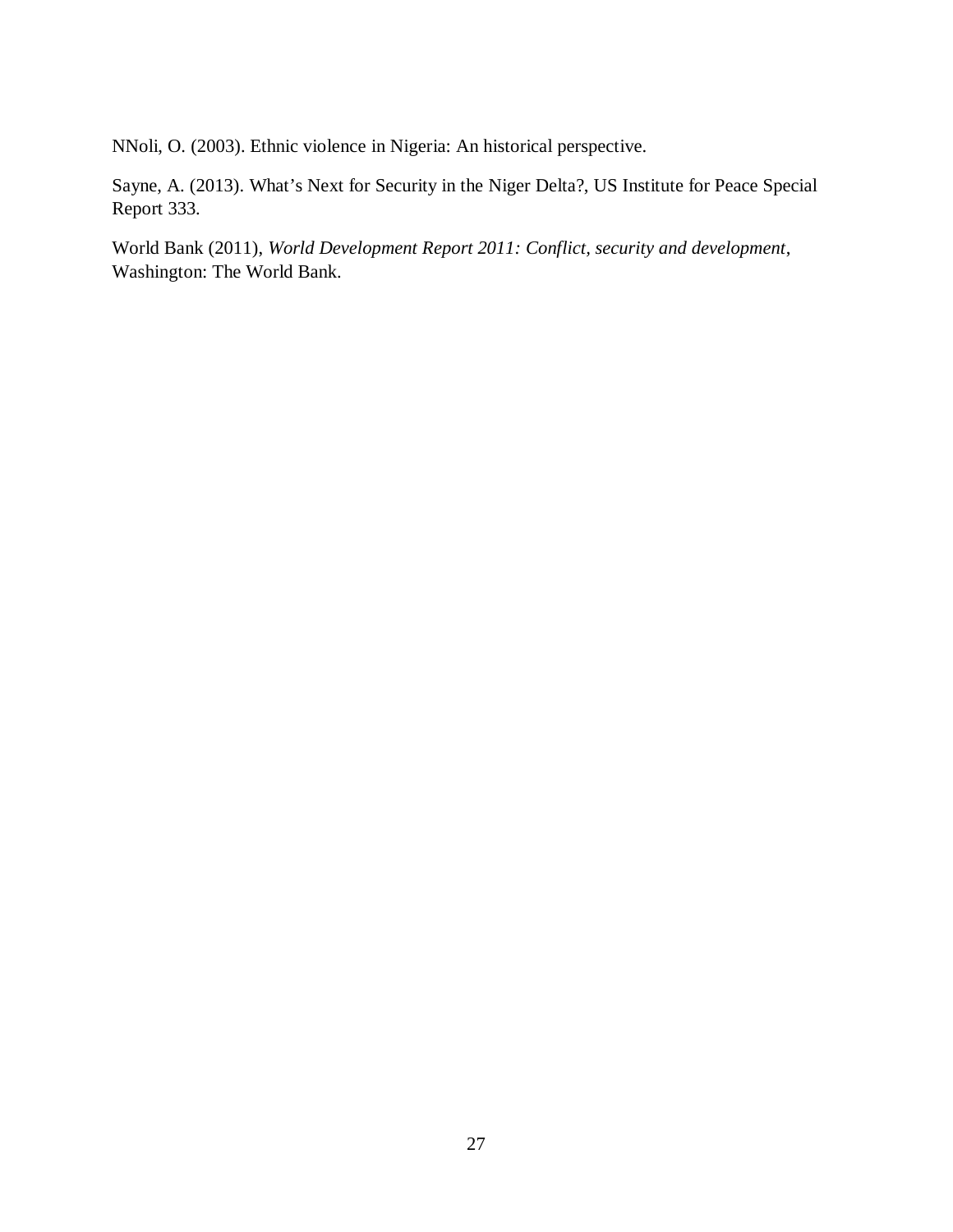NNoli, O. (2003). Ethnic violence in Nigeria: An historical perspective.

Sayne, A. (2013). What's Next for Security in the Niger Delta?, US Institute for Peace Special Report 333.

World Bank (2011), *World Development Report 2011: Conflict, security and development*, Washington: The World Bank.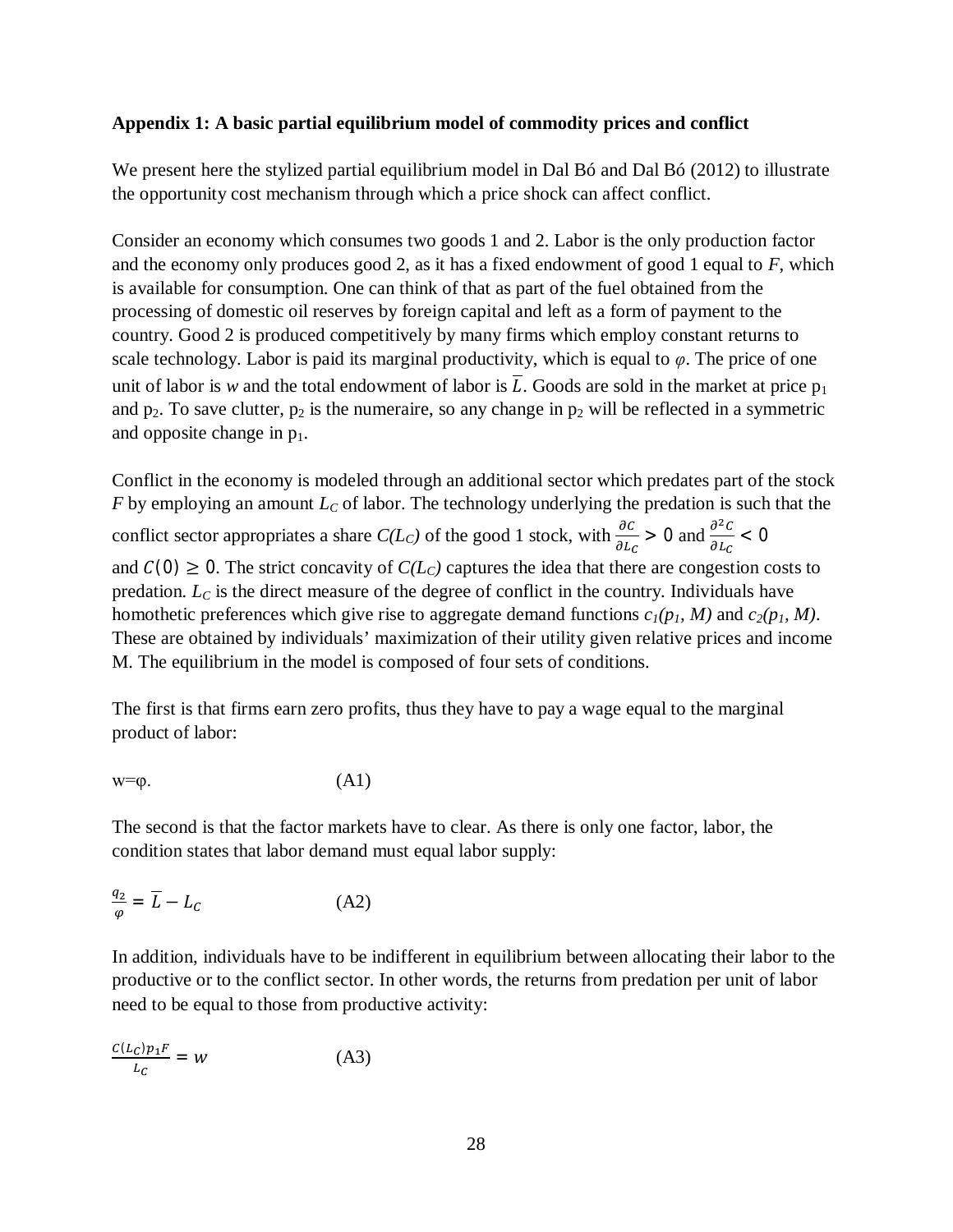**Appendix 1: A basic partial equilibrium model of commodity prices and conflict**

We present here the stylized partial equilibrium model in Dal Bó and Dal Bó (2012) to illustrate the opportunity cost mechanism through which a price shock can affect conflict.

Consider an economy which consumes two goods 1 and 2. Labor is the only production factor and the economy only produces good 2, as it has a fixed endowment of good 1 equal to $F$, which is available for consumption. One can think of that as part of the fuel obtained from the processing of domestic oil reserves by foreign capital and left as a form of payment to the country. Good 2 is produced competitively by many firms which employ constant returns to scale technology. Labor is paid its marginal productivity, which is equal to $\varphi$. The price of one unit of labor is $w$ and the total endowment of labor is $\overline{L}$. Goods are sold in the market at price $p_1$ and $p_2$. To save clutter, $p_2$ is the numeraire, so any change in $p_2$ will be reflected in a symmetric and opposite change in $p_1$.

Conflict in the economy is modeled through an additional sector which predates part of the stock $F$ by employing an amount $L_C$ of labor. The technology underlying the predation is such that the conflict sector appropriates a share $C(L_C)$ of the good 1 stock, with $\frac{\partial C}{\partial L_C} > 0$ and $\frac{\partial^2 C}{\partial L_C} < 0$ and $C(0) \geq 0$. The strict concavity of $C(L_C)$ captures the idea that there are congestion costs to predation. $L_C$ is the direct measure of the degree of conflict in the country. Individuals have homothetic preferences which give rise to aggregate demand functions $c_1(p_1, M)$ and $c_2(p_1, M)$. These are obtained by individuals' maximization of their utility given relative prices and income M. The equilibrium in the model is composed of four sets of conditions.

The first is that firms earn zero profits, thus they have to pay a wage equal to the marginal product of labor:

$$w = \varphi. \tag{A1}$$

The second is that the factor markets have to clear. As there is only one factor, labor, the condition states that labor demand must equal labor supply:

$$\frac{q_2}{\varphi} = \overline{L} - L_C \tag{A2}$$

In addition, individuals have to be indifferent in equilibrium between allocating their labor to the productive or to the conflict sector. In other words, the returns from predation per unit of labor need to be equal to those from productive activity:

$$\frac{C(L_C)p_1F}{L_C} = w \tag{A3}$$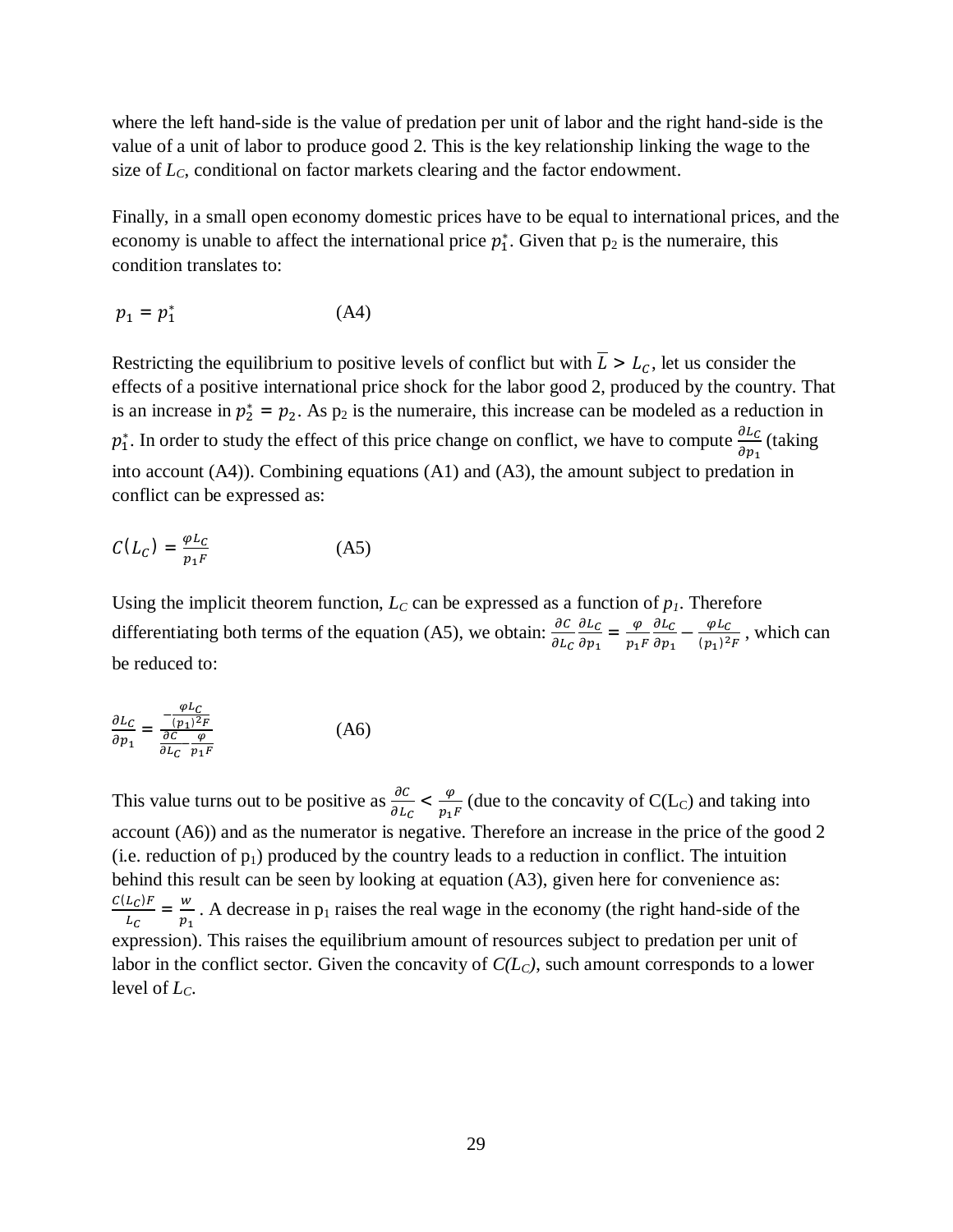where the left hand-side is the value of predation per unit of labor and the right hand-side is the value of a unit of labor to produce good 2. This is the key relationship linking the wage to the size of $L_C$, conditional on factor markets clearing and the factor endowment.

Finally, in a small open economy domestic prices have to be equal to international prices, and the economy is unable to affect the international price $p_1^*$. Given that $p_2$ is the numeraire, this condition translates to:

$$p_1 = p_1^* \qquad \text{(A4)}$$

Restricting the equilibrium to positive levels of conflict but with $\overline{L} > L_C$, let us consider the effects of a positive international price shock for the labor good 2, produced by the country. That is an increase in $p_2^* = p_2$. As $p_2$ is the numeraire, this increase can be modeled as a reduction in $p_1^*$. In order to study the effect of this price change on conflict, we have to compute $\frac{\partial L_C}{\partial p_1}$ (taking into account (A4)). Combining equations (A1) and (A3), the amount subject to predation in conflict can be expressed as:

$$C(L_C) = \frac{\varphi L_C}{p_1 F} \qquad \text{(A5)}$$

Using the implicit theorem function, $L_C$ can be expressed as a function of $p_1$. Therefore differentiating both terms of the equation (A5), we obtain: $\frac{\partial C}{\partial L_C}\frac{\partial L_C}{\partial p_1} = \frac{\varphi}{p_1 F}\frac{\partial L_C}{\partial p_1} - \frac{\varphi L_C}{(p_1)^2 F}$, which can be reduced to:

$$\frac{\partial L_C}{\partial p_1} = \frac{-\frac{\varphi L_C}{(p_1)^2 F}}{\frac{\partial C}{\partial L_C} - \frac{\varphi}{p_1 F}} \qquad \text{(A6)}$$

This value turns out to be positive as $\frac{\partial C}{\partial L_C} < \frac{\varphi}{p_1 F}$ (due to the concavity of $C(L_C)$ and taking into account (A6)) and as the numerator is negative. Therefore an increase in the price of the good 2 (i.e. reduction of $p_1$) produced by the country leads to a reduction in conflict. The intuition behind this result can be seen by looking at equation (A3), given here for convenience as: $\frac{C(L_C)F}{L_C} = \frac{w}{p_1}$. A decrease in $p_1$ raises the real wage in the economy (the right hand-side of the expression). This raises the equilibrium amount of resources subject to predation per unit of labor in the conflict sector. Given the concavity of $C(L_C)$, such amount corresponds to a lower level of $L_C$.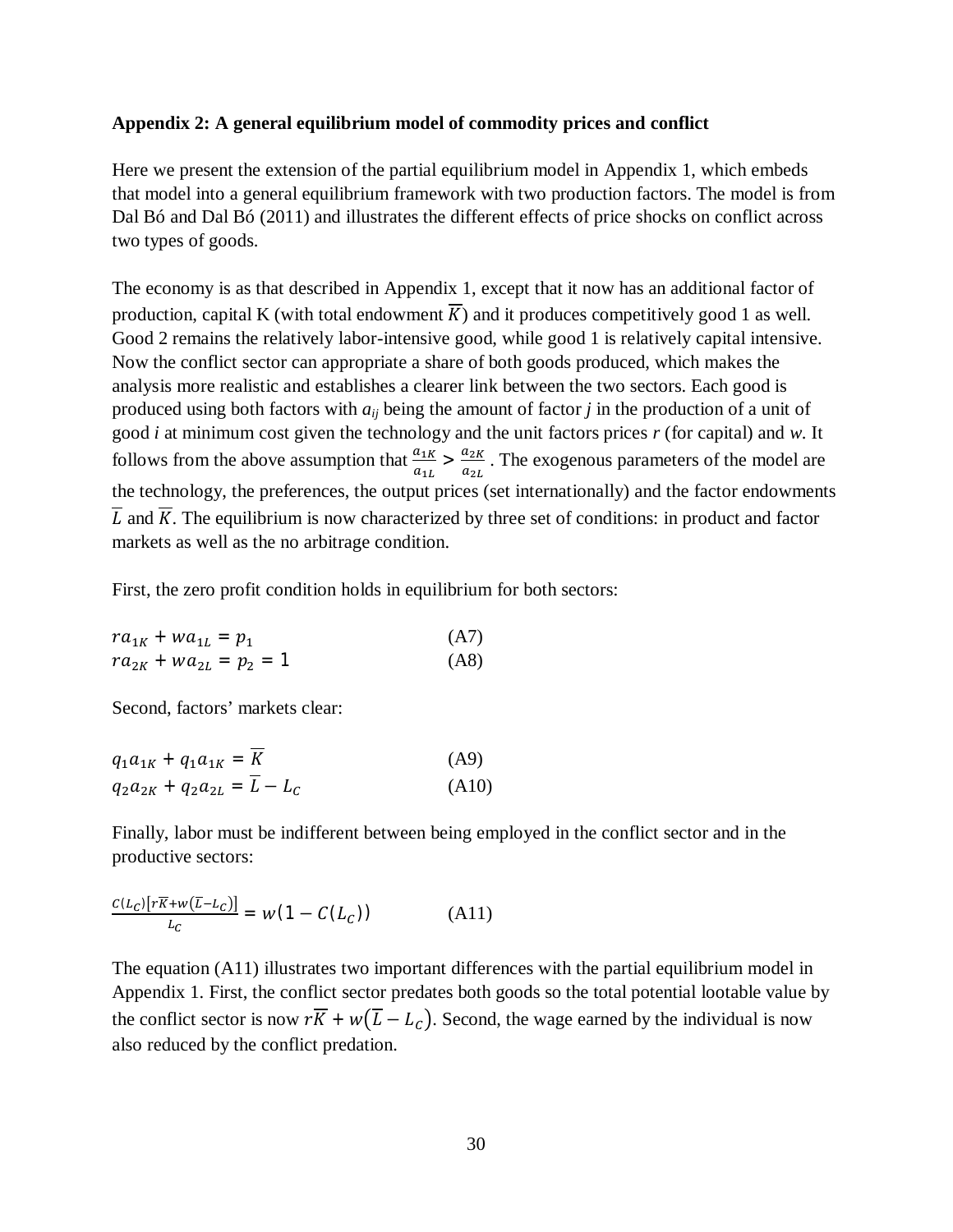**Appendix 2: A general equilibrium model of commodity prices and conflict**

Here we present the extension of the partial equilibrium model in Appendix 1, which embeds that model into a general equilibrium framework with two production factors. The model is from Dal Bó and Dal Bó (2011) and illustrates the different effects of price shocks on conflict across two types of goods.

The economy is as that described in Appendix 1, except that it now has an additional factor of production, capital K (with total endowment $\overline{K}$) and it produces competitively good 1 as well. Good 2 remains the relatively labor-intensive good, while good 1 is relatively capital intensive. Now the conflict sector can appropriate a share of both goods produced, which makes the analysis more realistic and establishes a clearer link between the two sectors. Each good is produced using both factors with $a_{ij}$ being the amount of factor $j$ in the production of a unit of good $i$ at minimum cost given the technology and the unit factors prices $r$ (for capital) and $w$. It follows from the above assumption that $\frac{a_{1K}}{a_{1L}} > \frac{a_{2K}}{a_{2L}}$. The exogenous parameters of the model are the technology, the preferences, the output prices (set internationally) and the factor endowments $\overline{L}$ and $\overline{K}$. The equilibrium is now characterized by three set of conditions: in product and factor markets as well as the no arbitrage condition.

First, the zero profit condition holds in equilibrium for both sectors:

$$ra_{1K} + wa_{1L} = p_1 \qquad \text{(A7)}$$

$$ra_{2K} + wa_{2L} = p_2 = 1 \qquad \text{(A8)}$$

Second, factors' markets clear:

$$q_1a_{1K} + q_1a_{1K} = \overline{K} \qquad \text{(A9)}$$

$$q_2a_{2K} + q_2a_{2L} = \overline{L} - L_C \qquad \text{(A10)}$$

Finally, labor must be indifferent between being employed in the conflict sector and in the productive sectors:

$$\frac{C(L_C)\left[r\overline{K} + w\left(\overline{L} - L_C\right)\right]}{L_C} = w\left(1 - C(L_C)\right) \qquad \text{(A11)}$$

The equation (A11) illustrates two important differences with the partial equilibrium model in Appendix 1. First, the conflict sector predates both goods so the total potential lootable value by the conflict sector is now $r\overline{K} + w(\overline{L} - L_C)$. Second, the wage earned by the individual is now also reduced by the conflict predation.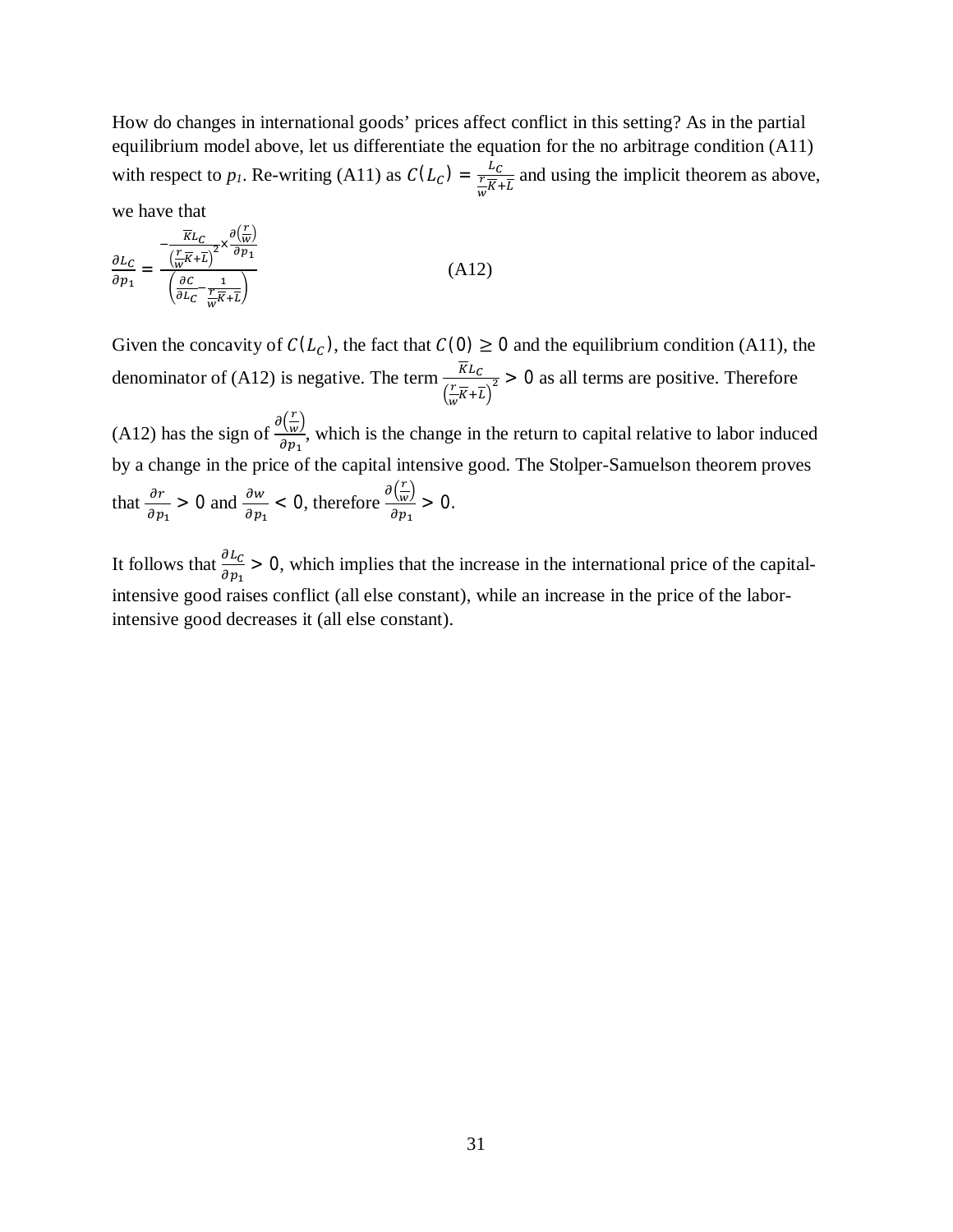How do changes in international goods' prices affect conflict in this setting? As in the partial equilibrium model above, let us differentiate the equation for the no arbitrage condition (A11) with respect to $p_1$. Re-writing (A11) as $C(L_C) = \frac{L_C}{\frac{r}{w}\overline{K}+\overline{L}}$ and using the implicit theorem as above, we have that

$$\frac{\partial L_C}{\partial p_1} = \frac{-\frac{\overline{K}L_C}{\left(\frac{r}{w}\overline{K}+\overline{L}\right)^2}\times\frac{\partial\left(\frac{r}{w}\right)}{\partial p_1}}{\left(\frac{\partial C}{\partial L_C}-\frac{1}{\frac{r}{w}\overline{K}+\overline{L}}\right)} \tag{A12}$$

Given the concavity of $C(L_C)$, the fact that $C(0) \geq 0$ and the equilibrium condition (A11), the denominator of (A12) is negative. The term $\frac{\overline{K}L_C}{\left(\frac{r}{w}\overline{K}+\overline{L}\right)^2} > 0$ as all terms are positive. Therefore (A12) has the sign of $\frac{\partial\left(\frac{r}{w}\right)}{\partial p_1}$, which is the change in the return to capital relative to labor induced by a change in the price of the capital intensive good. The Stolper-Samuelson theorem proves that $\frac{\partial r}{\partial p_1} > 0$ and $\frac{\partial w}{\partial p_1} < 0$, therefore $\frac{\partial\left(\frac{r}{w}\right)}{\partial p_1} > 0$.

It follows that $\frac{\partial L_C}{\partial p_1} > 0$, which implies that the increase in the international price of the capital-intensive good raises conflict (all else constant), while an increase in the price of the labor-intensive good decreases it (all else constant).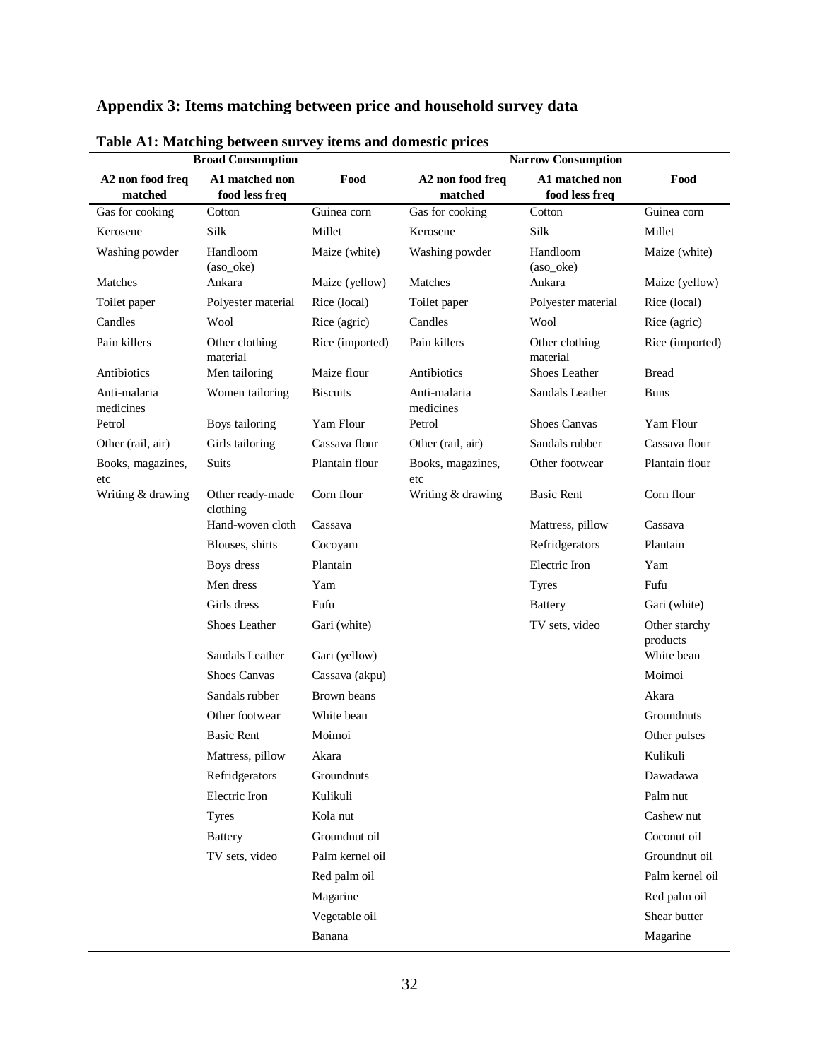## Appendix 3: Items matching between price and household survey data

**Table A1: Matching between survey items and domestic prices**

| Broad Consumption | | | Narrow Consumption | | |
|---|---|---|---|---|---|
| A2 non food freq matched | A1 matched non food less freq | Food | A2 non food freq matched | A1 matched non food less freq | Food |
| Gas for cooking | Cotton | Guinea corn | Gas for cooking | Cotton | Guinea corn |
| Kerosene | Silk | Millet | Kerosene | Silk | Millet |
| Washing powder | Handloom (aso_oke) | Maize (white) | Washing powder | Handloom (aso_oke) | Maize (white) |
| Matches | Ankara | Maize (yellow) | Matches | Ankara | Maize (yellow) |
| Toilet paper | Polyester material | Rice (local) | Toilet paper | Polyester material | Rice (local) |
| Candles | Wool | Rice (agric) | Candles | Wool | Rice (agric) |
| Pain killers | Other clothing material | Rice (imported) | Pain killers | Other clothing material | Rice (imported) |
| Antibiotics | Men tailoring | Maize flour | Antibiotics | Shoes Leather | Bread |
| Anti-malaria medicines | Women tailoring | Biscuits | Anti-malaria medicines | Sandals Leather | Buns |
| Petrol | Boys tailoring | Yam Flour | Petrol | Shoes Canvas | Yam Flour |
| Other (rail, air) | Girls tailoring | Cassava flour | Other (rail, air) | Sandals rubber | Cassava flour |
| Books, magazines, etc | Suits | Plantain flour | Books, magazines, etc | Other footwear | Plantain flour |
| Writing & drawing | Other ready-made clothing | Corn flour | Writing & drawing | Basic Rent | Corn flour |
| | Hand-woven cloth | Cassava | | Mattress, pillow | Cassava |
| | Blouses, shirts | Cocoyam | | Refridgerators | Plantain |
| | Boys dress | Plantain | | Electric Iron | Yam |
| | Men dress | Yam | | Tyres | Fufu |
| | Girls dress | Fufu | | Battery | Gari (white) |
| | Shoes Leather | Gari (white) | | TV sets, video | Other starchy products |
| | Sandals Leather | Gari (yellow) | | | White bean |
| | Shoes Canvas | Cassava (akpu) | | | Moimoi |
| | Sandals rubber | Brown beans | | | Akara |
| | Other footwear | White bean | | | Groundnuts |
| | Basic Rent | Moimoi | | | Other pulses |
| | Mattress, pillow | Akara | | | Kulikuli |
| | Refridgerators | Groundnuts | | | Dawadawa |
| | Electric Iron | Kulikuli | | | Palm nut |
| | Tyres | Kola nut | | | Cashew nut |
| | Battery | Groundnut oil | | | Coconut oil |
| | TV sets, video | Palm kernel oil | | | Groundnut oil |
| | | Red palm oil | | | Palm kernel oil |
| | | Magarine | | | Red palm oil |
| | | Vegetable oil | | | Shear butter |
| | | Banana | | | Magarine |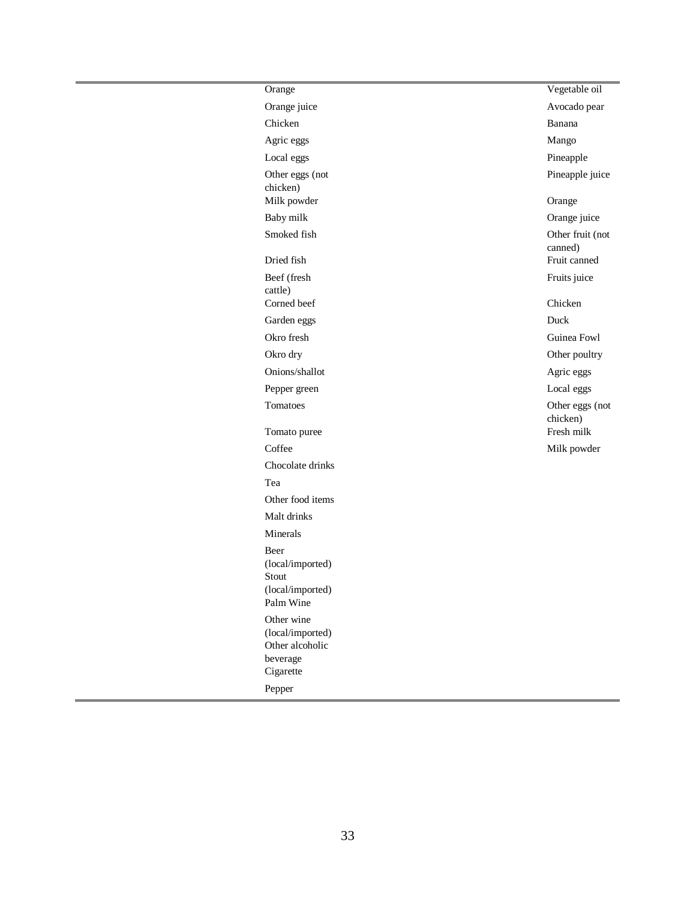| | | |
|---|---|---|
| | Orange | Vegetable oil |
| | Orange juice | Avocado pear |
| | Chicken | Banana |
| | Agric eggs | Mango |
| | Local eggs | Pineapple |
| | Other eggs (not chicken) | Pineapple juice |
| | Milk powder | Orange |
| | Baby milk | Orange juice |
| | Smoked fish | Other fruit (not canned) |
| | Dried fish | Fruit canned |
| | Beef (fresh cattle) | Fruits juice |
| | Corned beef | Chicken |
| | Garden eggs | Duck |
| | Okro fresh | Guinea Fowl |
| | Okro dry | Other poultry |
| | Onions/shallot | Agric eggs |
| | Pepper green | Local eggs |
| | Tomatoes | Other eggs (not chicken) |
| | Tomato puree | Fresh milk |
| | Coffee | Milk powder |
| | Chocolate drinks | |
| | Tea | |
| | Other food items | |
| | Malt drinks | |
| | Minerals | |
| | Beer (local/imported) | |
| | Stout (local/imported) | |
| | Palm Wine | |
| | Other wine (local/imported) | |
| | Other alcoholic beverage | |
| | Cigarette | |
| | Pepper | |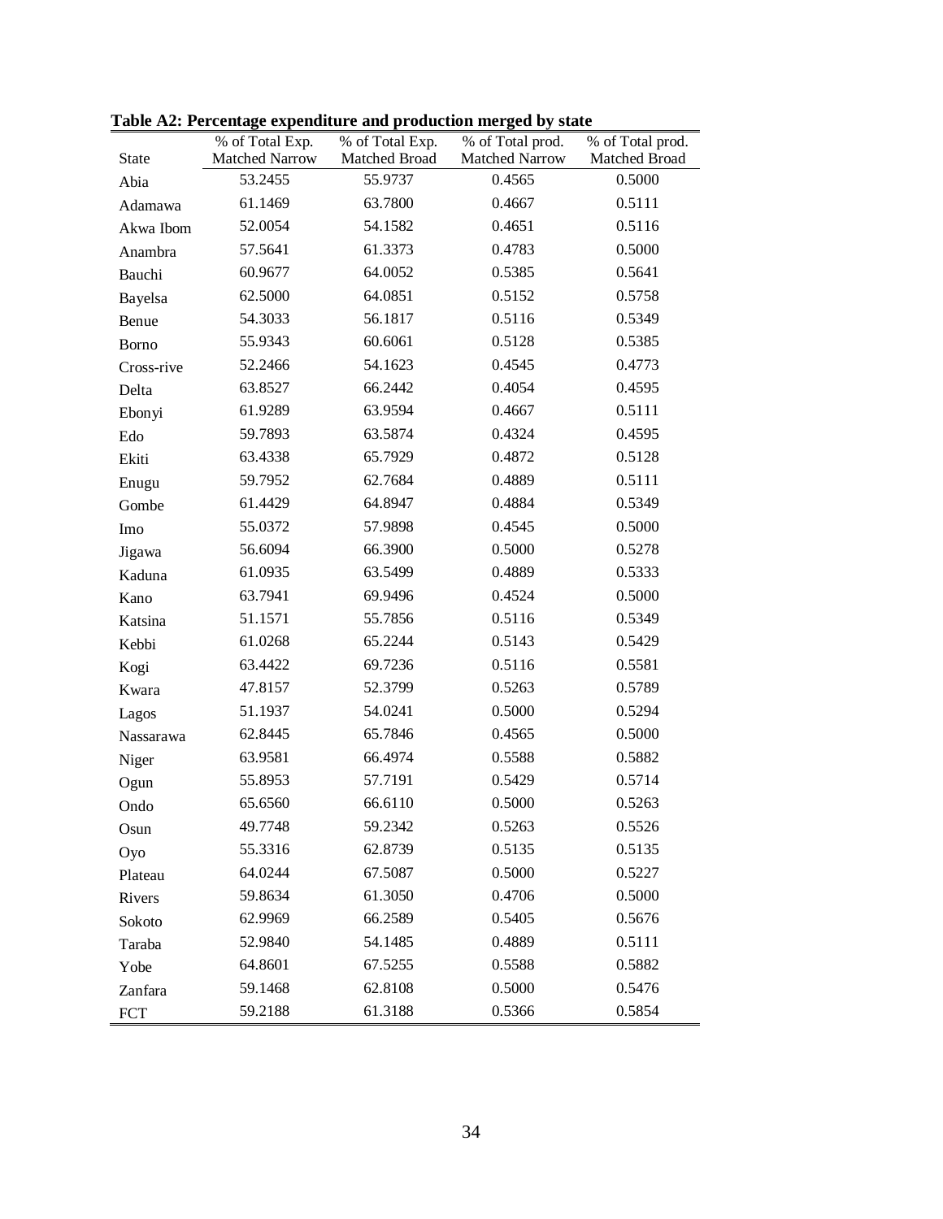**Table A2: Percentage expenditure and production merged by state**

| State | % of Total Exp. Matched Narrow | % of Total Exp. Matched Broad | % of Total prod. Matched Narrow | % of Total prod. Matched Broad |
|---|---|---|---|---|
| Abia | 53.2455 | 55.9737 | 0.4565 | 0.5000 |
| Adamawa | 61.1469 | 63.7800 | 0.4667 | 0.5111 |
| Akwa Ibom | 52.0054 | 54.1582 | 0.4651 | 0.5116 |
| Anambra | 57.5641 | 61.3373 | 0.4783 | 0.5000 |
| Bauchi | 60.9677 | 64.0052 | 0.5385 | 0.5641 |
| Bayelsa | 62.5000 | 64.0851 | 0.5152 | 0.5758 |
| Benue | 54.3033 | 56.1817 | 0.5116 | 0.5349 |
| Borno | 55.9343 | 60.6061 | 0.5128 | 0.5385 |
| Cross-rive | 52.2466 | 54.1623 | 0.4545 | 0.4773 |
| Delta | 63.8527 | 66.2442 | 0.4054 | 0.4595 |
| Ebonyi | 61.9289 | 63.9594 | 0.4667 | 0.5111 |
| Edo | 59.7893 | 63.5874 | 0.4324 | 0.4595 |
| Ekiti | 63.4338 | 65.7929 | 0.4872 | 0.5128 |
| Enugu | 59.7952 | 62.7684 | 0.4889 | 0.5111 |
| Gombe | 61.4429 | 64.8947 | 0.4884 | 0.5349 |
| Imo | 55.0372 | 57.9898 | 0.4545 | 0.5000 |
| Jigawa | 56.6094 | 66.3900 | 0.5000 | 0.5278 |
| Kaduna | 61.0935 | 63.5499 | 0.4889 | 0.5333 |
| Kano | 63.7941 | 69.9496 | 0.4524 | 0.5000 |
| Katsina | 51.1571 | 55.7856 | 0.5116 | 0.5349 |
| Kebbi | 61.0268 | 65.2244 | 0.5143 | 0.5429 |
| Kogi | 63.4422 | 69.7236 | 0.5116 | 0.5581 |
| Kwara | 47.8157 | 52.3799 | 0.5263 | 0.5789 |
| Lagos | 51.1937 | 54.0241 | 0.5000 | 0.5294 |
| Nassarawa | 62.8445 | 65.7846 | 0.4565 | 0.5000 |
| Niger | 63.9581 | 66.4974 | 0.5588 | 0.5882 |
| Ogun | 55.8953 | 57.7191 | 0.5429 | 0.5714 |
| Ondo | 65.6560 | 66.6110 | 0.5000 | 0.5263 |
| Osun | 49.7748 | 59.2342 | 0.5263 | 0.5526 |
| Oyo | 55.3316 | 62.8739 | 0.5135 | 0.5135 |
| Plateau | 64.0244 | 67.5087 | 0.5000 | 0.5227 |
| Rivers | 59.8634 | 61.3050 | 0.4706 | 0.5000 |
| Sokoto | 62.9969 | 66.2589 | 0.5405 | 0.5676 |
| Taraba | 52.9840 | 54.1485 | 0.4889 | 0.5111 |
| Yobe | 64.8601 | 67.5255 | 0.5588 | 0.5882 |
| Zanfara | 59.1468 | 62.8108 | 0.5000 | 0.5476 |
| FCT | 59.2188 | 61.3188 | 0.5366 | 0.5854 |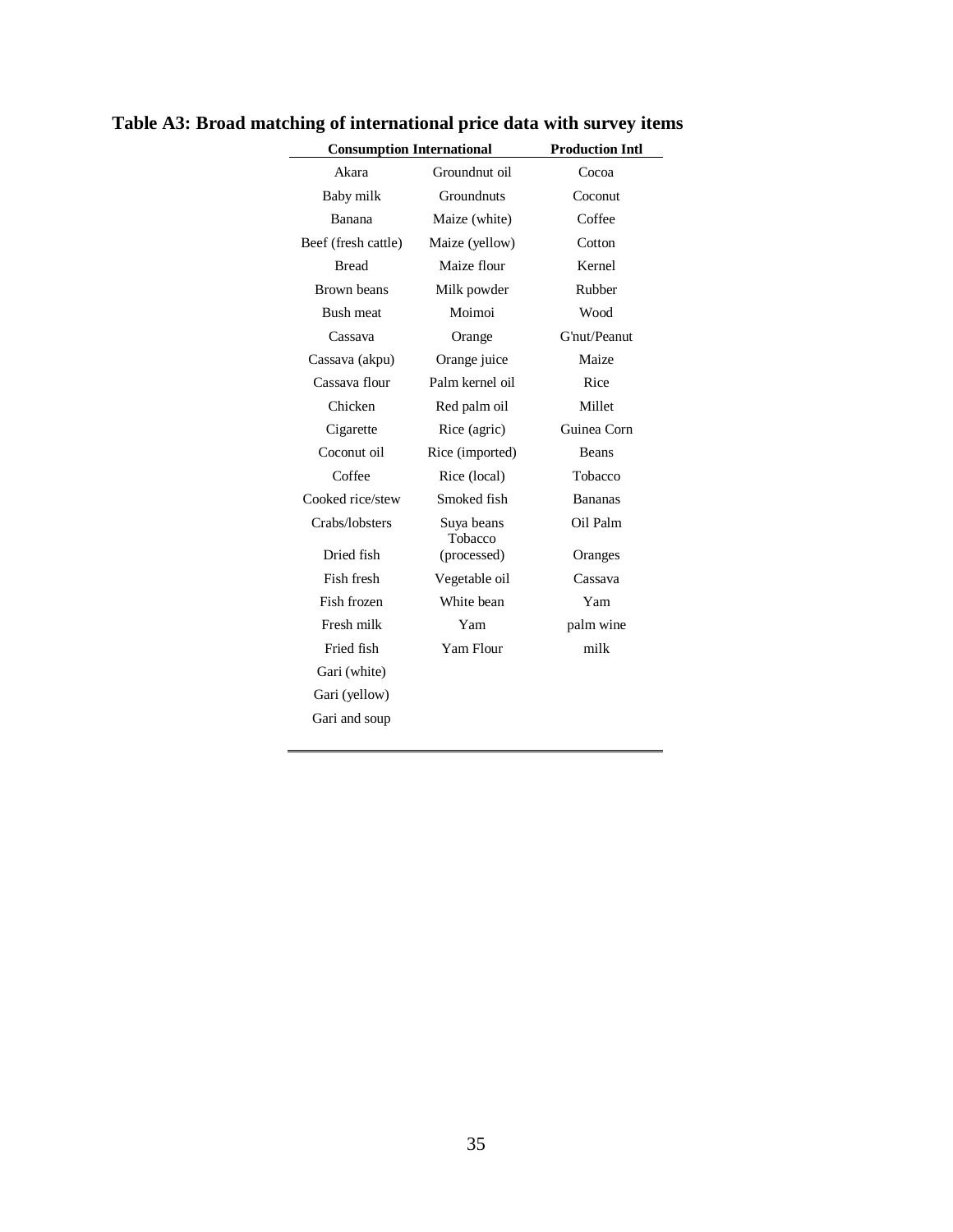**Table A3: Broad matching of international price data with survey items**

| Consumption International | | Production Intl |
|---|---|---|
| Akara | Groundnut oil | Cocoa |
| Baby milk | Groundnuts | Coconut |
| Banana | Maize (white) | Coffee |
| Beef (fresh cattle) | Maize (yellow) | Cotton |
| Bread | Maize flour | Kernel |
| Brown beans | Milk powder | Rubber |
| Bush meat | Moimoi | Wood |
| Cassava | Orange | G'nut/Peanut |
| Cassava (akpu) | Orange juice | Maize |
| Cassava flour | Palm kernel oil | Rice |
| Chicken | Red palm oil | Millet |
| Cigarette | Rice (agric) | Guinea Corn |
| Coconut oil | Rice (imported) | Beans |
| Coffee | Rice (local) | Tobacco |
| Cooked rice/stew | Smoked fish | Bananas |
| Crabs/lobsters | Suya beans | Oil Palm |
| Dried fish | Tobacco (processed) | Oranges |
| Fish fresh | Vegetable oil | Cassava |
| Fish frozen | White bean | Yam |
| Fresh milk | Yam | palm wine |
| Fried fish | Yam Flour | milk |
| Gari (white) | | |
| Gari (yellow) | | |
| Gari and soup | | |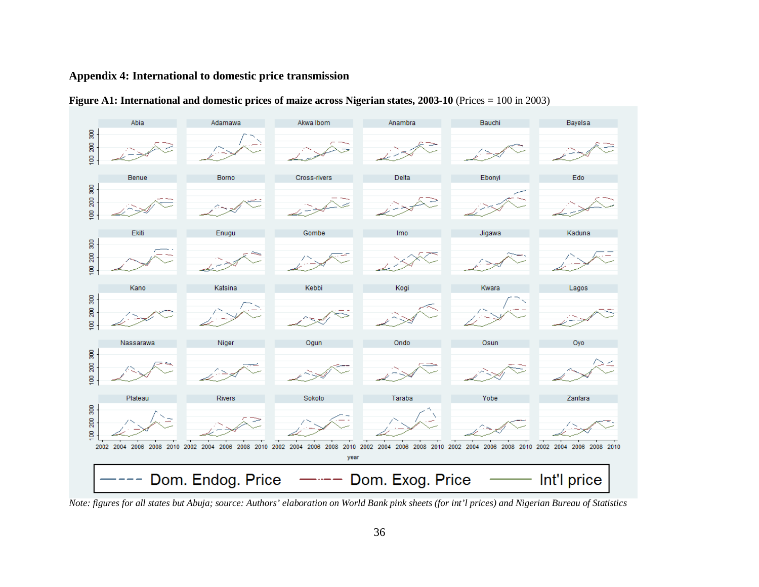## Appendix 4: International to domestic price transmission

**Figure A1: International and domestic prices of maize across Nigerian states, 2003-10** (Prices = 100 in 2003)

*Note: figures for all states but Abuja; source: Authors' elaboration on World Bank pink sheets (for int'l prices) and Nigerian Bureau of Statistics*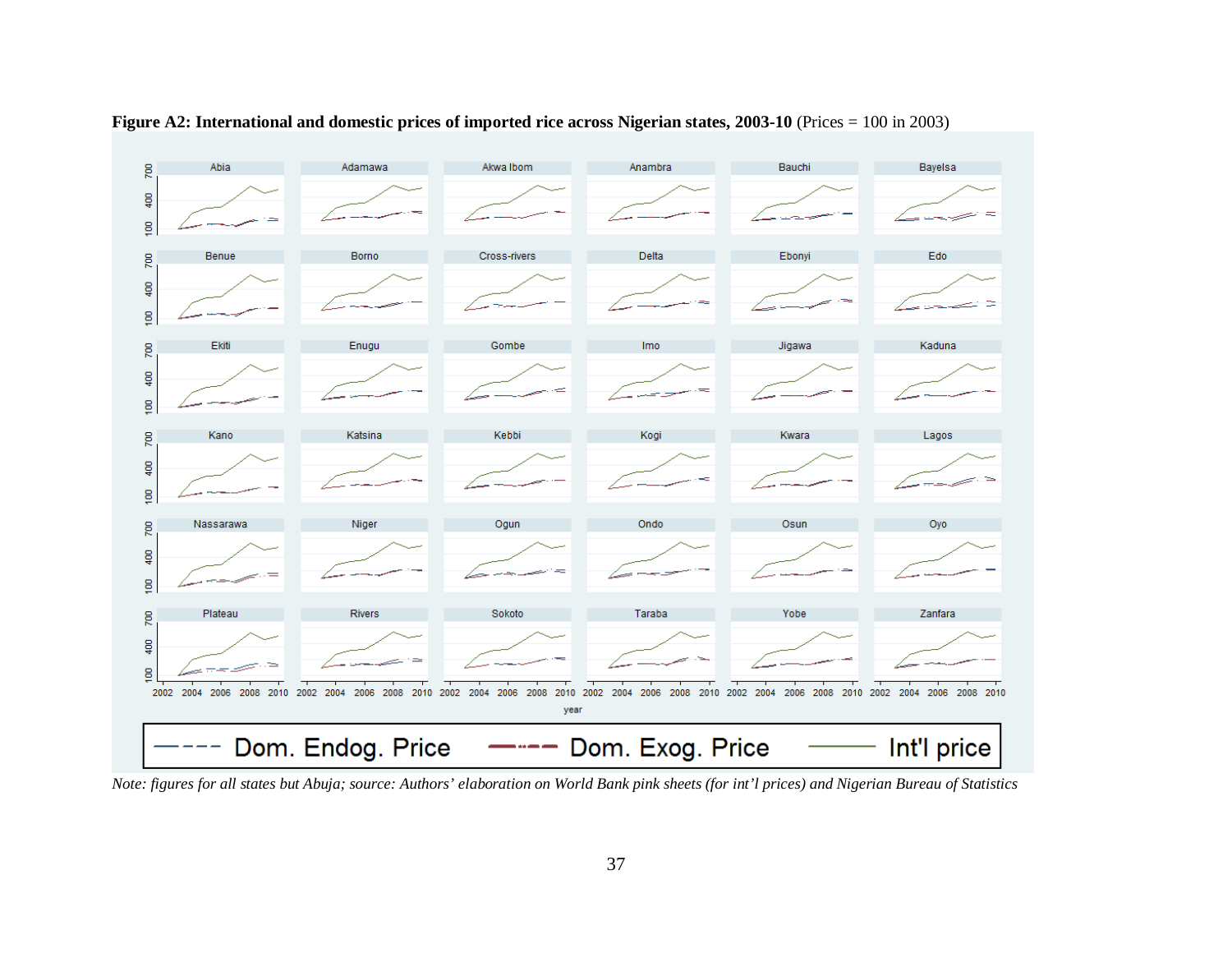**Figure A2: International and domestic prices of imported rice across Nigerian states, 2003-10** (Prices = 100 in 2003)

Abia, Adamawa, Akwa Ibom, Anambra, Bauchi, Bayelsa

Benue, Borno, Cross-rivers, Delta, Ebonyi, Edo

Ekiti, Enugu, Gombe, Imo, Jigawa, Kaduna

Kano, Katsina, Kebbi, Kogi, Kwara, Lagos

Nassarawa, Niger, Ogun, Ondo, Osun, Oyo

Plateau, Rivers, Sokoto, Taraba, Yobe, Zanfara

100 400 700

2002 2004 2006 2008 2010

year

Dom. Endog. Price — Dom. Exog. Price — Int'l price

*Note: figures for all states but Abuja; source: Authors' elaboration on World Bank pink sheets (for int'l prices) and Nigerian Bureau of Statistics*